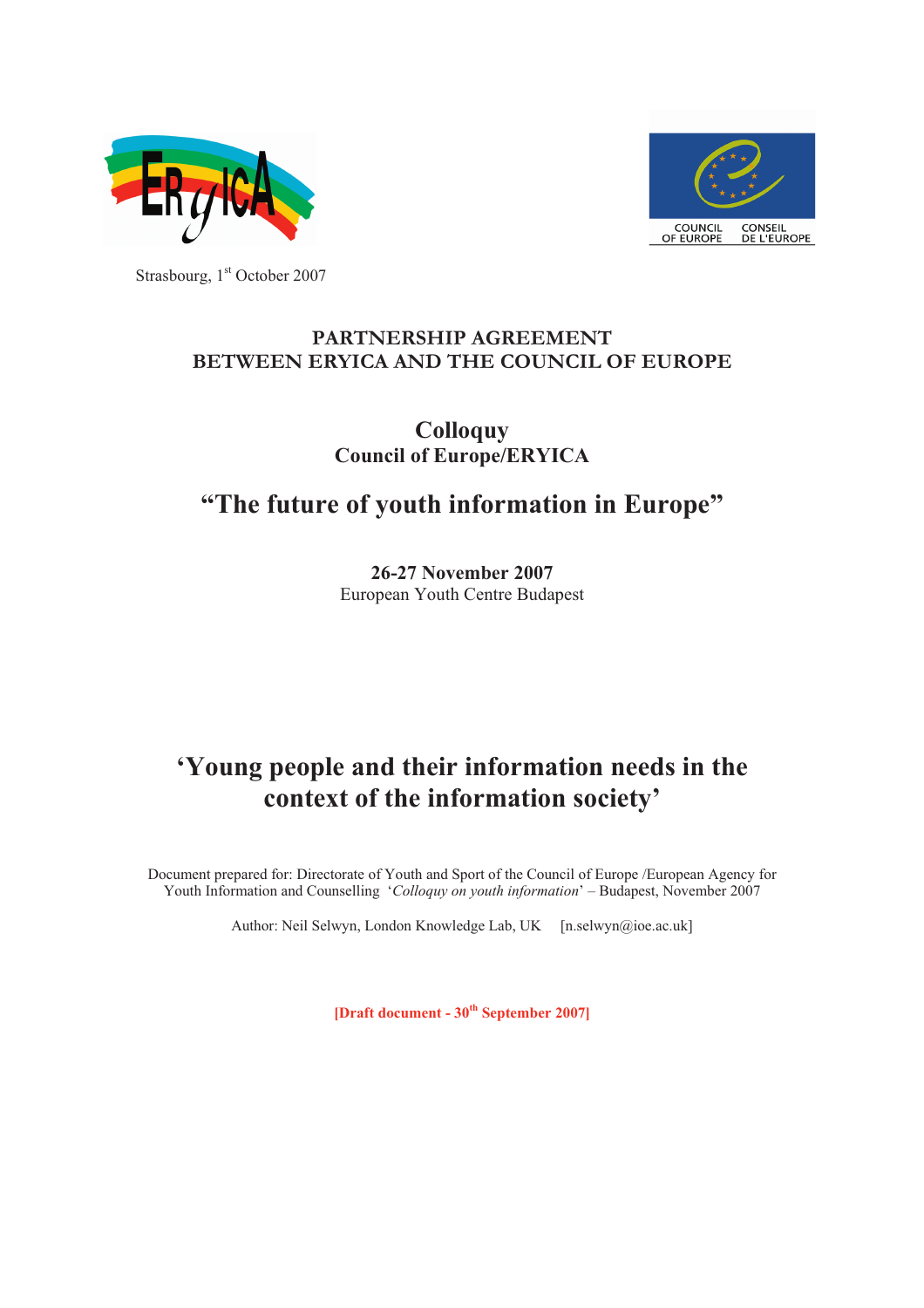Strasbourg, 1st October 2007

# PARTNERSHIP AGREEMENT BETWEEN ERYICA AND THE COUNCIL OF EUROPE

## Colloquy
### Council of Europe/ERYICA

## "The future of youth information in Europe"

**26-27 November 2007**
European Youth Centre Budapest

# 'Young people and their information needs in the context of the information society'

Document prepared for: Directorate of Youth and Sport of the Council of Europe /European Agency for Youth Information and Counselling '*Colloquy on youth information*' – Budapest, November 2007

Author: Neil Selwyn, London Knowledge Lab, UK [n.selwyn@ioe.ac.uk]

**[Draft document - 30th September 2007]**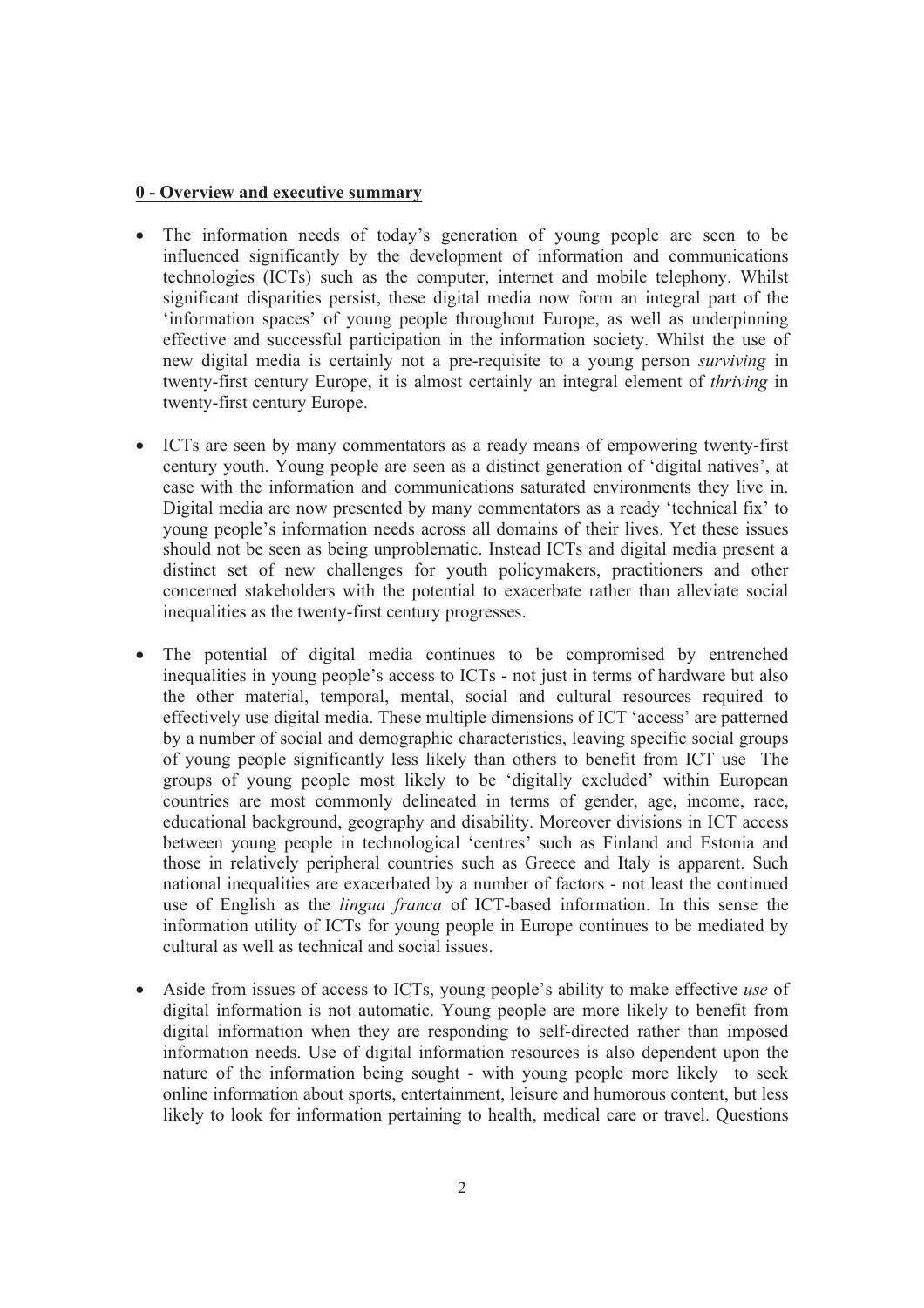## 0 - Overview and executive summary

- The information needs of today's generation of young people are seen to be influenced significantly by the development of information and communications technologies (ICTs) such as the computer, internet and mobile telephony. Whilst significant disparities persist, these digital media now form an integral part of the 'information spaces' of young people throughout Europe, as well as underpinning effective and successful participation in the information society. Whilst the use of new digital media is certainly not a pre-requisite to a young person *surviving* in twenty-first century Europe, it is almost certainly an integral element of *thriving* in twenty-first century Europe.

- ICTs are seen by many commentators as a ready means of empowering twenty-first century youth. Young people are seen as a distinct generation of 'digital natives', at ease with the information and communications saturated environments they live in. Digital media are now presented by many commentators as a ready 'technical fix' to young people's information needs across all domains of their lives. Yet these issues should not be seen as being unproblematic. Instead ICTs and digital media present a distinct set of new challenges for youth policymakers, practitioners and other concerned stakeholders with the potential to exacerbate rather than alleviate social inequalities as the twenty-first century progresses.

- The potential of digital media continues to be compromised by entrenched inequalities in young people's access to ICTs - not just in terms of hardware but also the other material, temporal, mental, social and cultural resources required to effectively use digital media. These multiple dimensions of ICT 'access' are patterned by a number of social and demographic characteristics, leaving specific social groups of young people significantly less likely than others to benefit from ICT use The groups of young people most likely to be 'digitally excluded' within European countries are most commonly delineated in terms of gender, age, income, race, educational background, geography and disability. Moreover divisions in ICT access between young people in technological 'centres' such as Finland and Estonia and those in relatively peripheral countries such as Greece and Italy is apparent. Such national inequalities are exacerbated by a number of factors - not least the continued use of English as the *lingua franca* of ICT-based information. In this sense the information utility of ICTs for young people in Europe continues to be mediated by cultural as well as technical and social issues.

- Aside from issues of access to ICTs, young people's ability to make effective *use* of digital information is not automatic. Young people are more likely to benefit from digital information when they are responding to self-directed rather than imposed information needs. Use of digital information resources is also dependent upon the nature of the information being sought - with young people more likely to seek online information about sports, entertainment, leisure and humorous content, but less likely to look for information pertaining to health, medical care or travel. Questions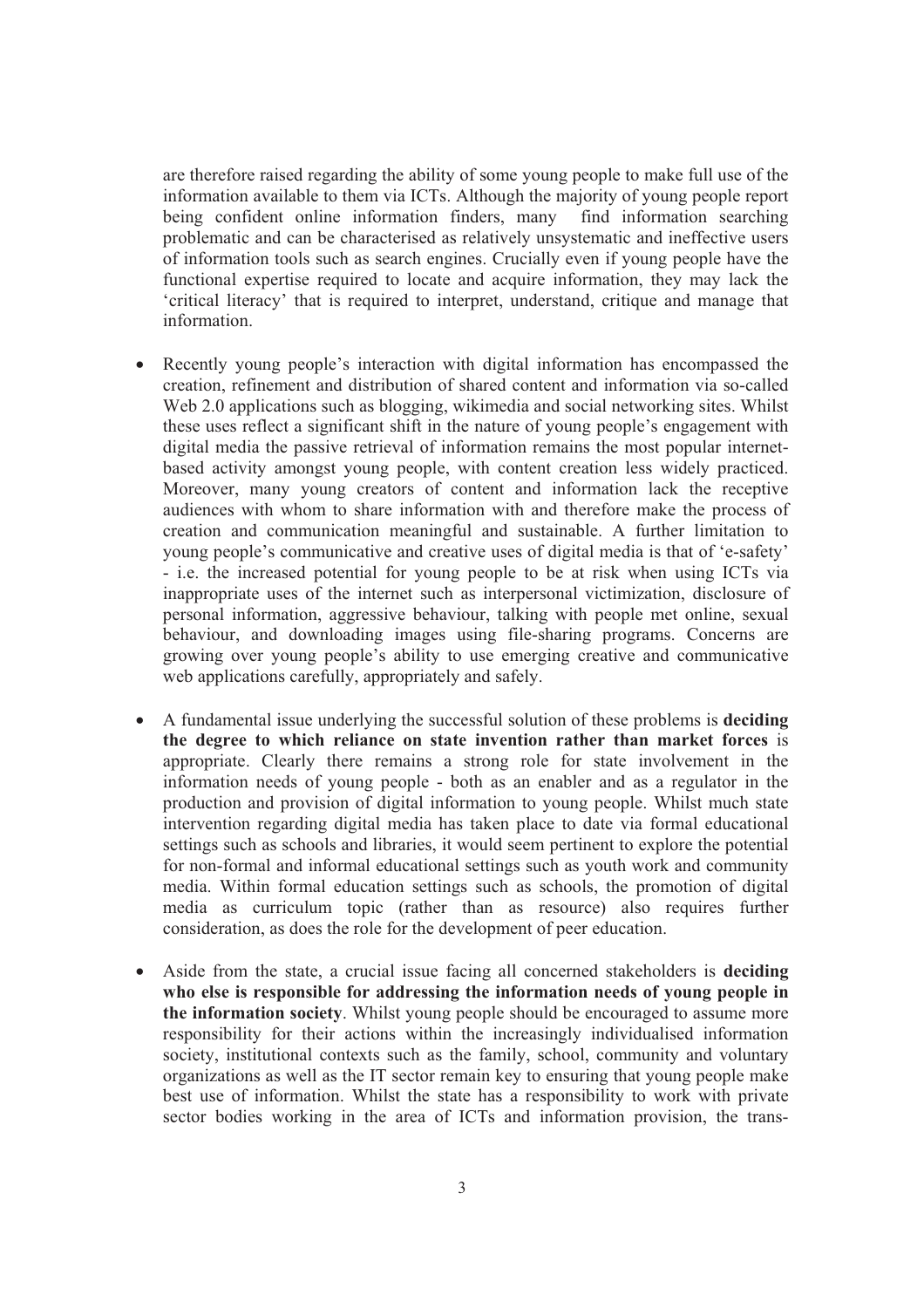are therefore raised regarding the ability of some young people to make full use of the information available to them via ICTs. Although the majority of young people report being confident online information finders, many find information searching problematic and can be characterised as relatively unsystematic and ineffective users of information tools such as search engines. Crucially even if young people have the functional expertise required to locate and acquire information, they may lack the 'critical literacy' that is required to interpret, understand, critique and manage that information.

- Recently young people's interaction with digital information has encompassed the creation, refinement and distribution of shared content and information via so-called Web 2.0 applications such as blogging, wikimedia and social networking sites. Whilst these uses reflect a significant shift in the nature of young people's engagement with digital media the passive retrieval of information remains the most popular internet-based activity amongst young people, with content creation less widely practiced. Moreover, many young creators of content and information lack the receptive audiences with whom to share information with and therefore make the process of creation and communication meaningful and sustainable. A further limitation to young people's communicative and creative uses of digital media is that of 'e-safety' - i.e. the increased potential for young people to be at risk when using ICTs via inappropriate uses of the internet such as interpersonal victimization, disclosure of personal information, aggressive behaviour, talking with people met online, sexual behaviour, and downloading images using file-sharing programs. Concerns are growing over young people's ability to use emerging creative and communicative web applications carefully, appropriately and safely.

- A fundamental issue underlying the successful solution of these problems is **deciding the degree to which reliance on state invention rather than market forces** is appropriate. Clearly there remains a strong role for state involvement in the information needs of young people - both as an enabler and as a regulator in the production and provision of digital information to young people. Whilst much state intervention regarding digital media has taken place to date via formal educational settings such as schools and libraries, it would seem pertinent to explore the potential for non-formal and informal educational settings such as youth work and community media. Within formal education settings such as schools, the promotion of digital media as curriculum topic (rather than as resource) also requires further consideration, as does the role for the development of peer education.

- Aside from the state, a crucial issue facing all concerned stakeholders is **deciding who else is responsible for addressing the information needs of young people in the information society**. Whilst young people should be encouraged to assume more responsibility for their actions within the increasingly individualised information society, institutional contexts such as the family, school, community and voluntary organizations as well as the IT sector remain key to ensuring that young people make best use of information. Whilst the state has a responsibility to work with private sector bodies working in the area of ICTs and information provision, the trans-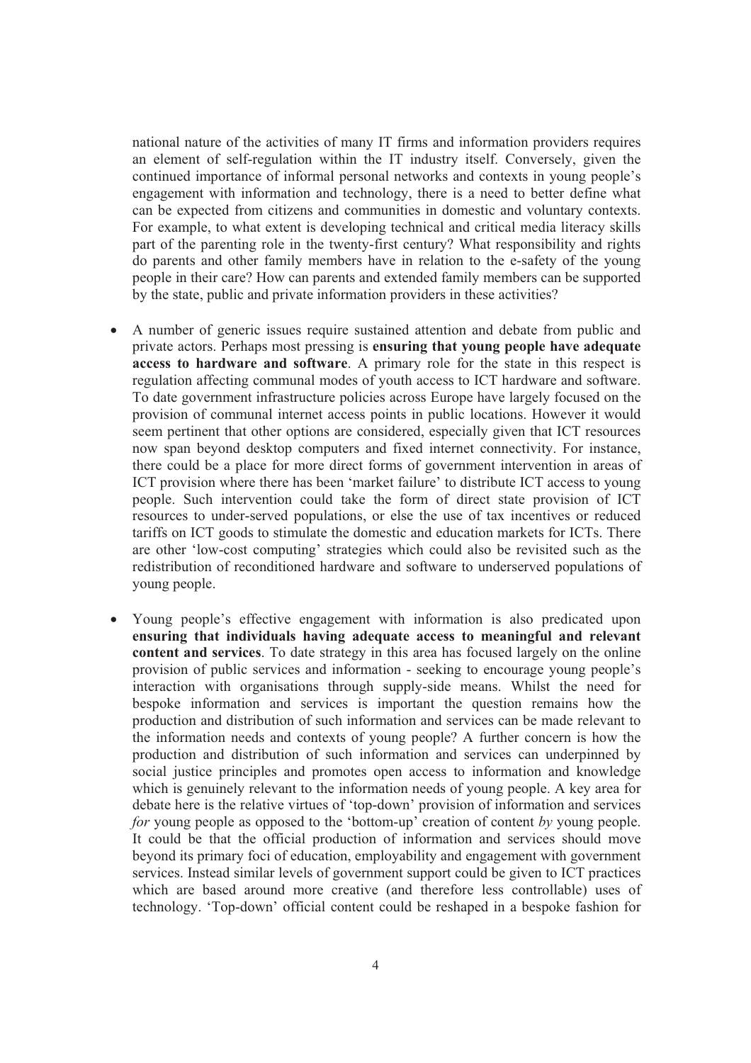national nature of the activities of many IT firms and information providers requires an element of self-regulation within the IT industry itself. Conversely, given the continued importance of informal personal networks and contexts in young people's engagement with information and technology, there is a need to better define what can be expected from citizens and communities in domestic and voluntary contexts. For example, to what extent is developing technical and critical media literacy skills part of the parenting role in the twenty-first century? What responsibility and rights do parents and other family members have in relation to the e-safety of the young people in their care? How can parents and extended family members can be supported by the state, public and private information providers in these activities?

- A number of generic issues require sustained attention and debate from public and private actors. Perhaps most pressing is **ensuring that young people have adequate access to hardware and software**. A primary role for the state in this respect is regulation affecting communal modes of youth access to ICT hardware and software. To date government infrastructure policies across Europe have largely focused on the provision of communal internet access points in public locations. However it would seem pertinent that other options are considered, especially given that ICT resources now span beyond desktop computers and fixed internet connectivity. For instance, there could be a place for more direct forms of government intervention in areas of ICT provision where there has been 'market failure' to distribute ICT access to young people. Such intervention could take the form of direct state provision of ICT resources to under-served populations, or else the use of tax incentives or reduced tariffs on ICT goods to stimulate the domestic and education markets for ICTs. There are other 'low-cost computing' strategies which could also be revisited such as the redistribution of reconditioned hardware and software to underserved populations of young people.

- Young people's effective engagement with information is also predicated upon **ensuring that individuals having adequate access to meaningful and relevant content and services**. To date strategy in this area has focused largely on the online provision of public services and information - seeking to encourage young people's interaction with organisations through supply-side means. Whilst the need for bespoke information and services is important the question remains how the production and distribution of such information and services can be made relevant to the information needs and contexts of young people? A further concern is how the production and distribution of such information and services can underpinned by social justice principles and promotes open access to information and knowledge which is genuinely relevant to the information needs of young people. A key area for debate here is the relative virtues of 'top-down' provision of information and services *for* young people as opposed to the 'bottom-up' creation of content *by* young people. It could be that the official production of information and services should move beyond its primary foci of education, employability and engagement with government services. Instead similar levels of government support could be given to ICT practices which are based around more creative (and therefore less controllable) uses of technology. 'Top-down' official content could be reshaped in a bespoke fashion for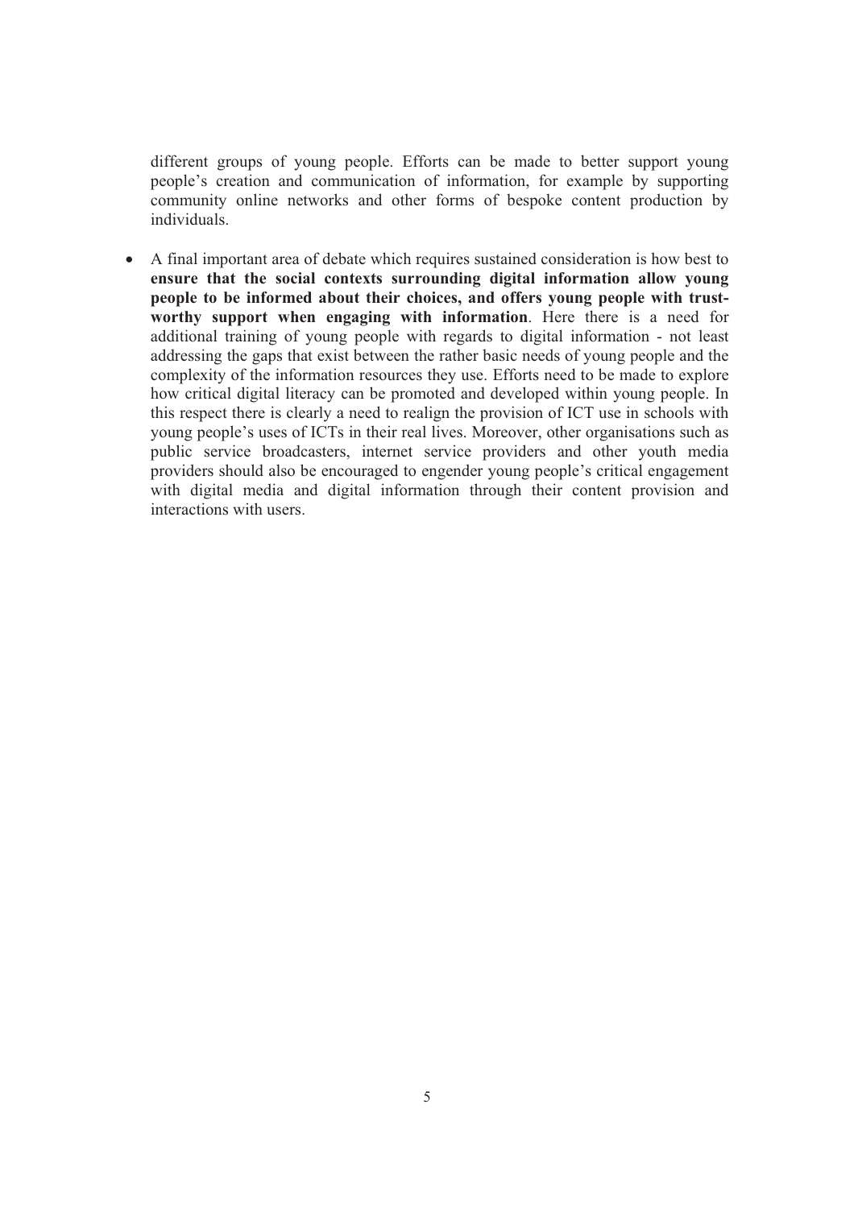different groups of young people. Efforts can be made to better support young people's creation and communication of information, for example by supporting community online networks and other forms of bespoke content production by individuals.

- A final important area of debate which requires sustained consideration is how best to **ensure that the social contexts surrounding digital information allow young people to be informed about their choices, and offers young people with trust-worthy support when engaging with information**. Here there is a need for additional training of young people with regards to digital information - not least addressing the gaps that exist between the rather basic needs of young people and the complexity of the information resources they use. Efforts need to be made to explore how critical digital literacy can be promoted and developed within young people. In this respect there is clearly a need to realign the provision of ICT use in schools with young people's uses of ICTs in their real lives. Moreover, other organisations such as public service broadcasters, internet service providers and other youth media providers should also be encouraged to engender young people's critical engagement with digital media and digital information through their content provision and interactions with users.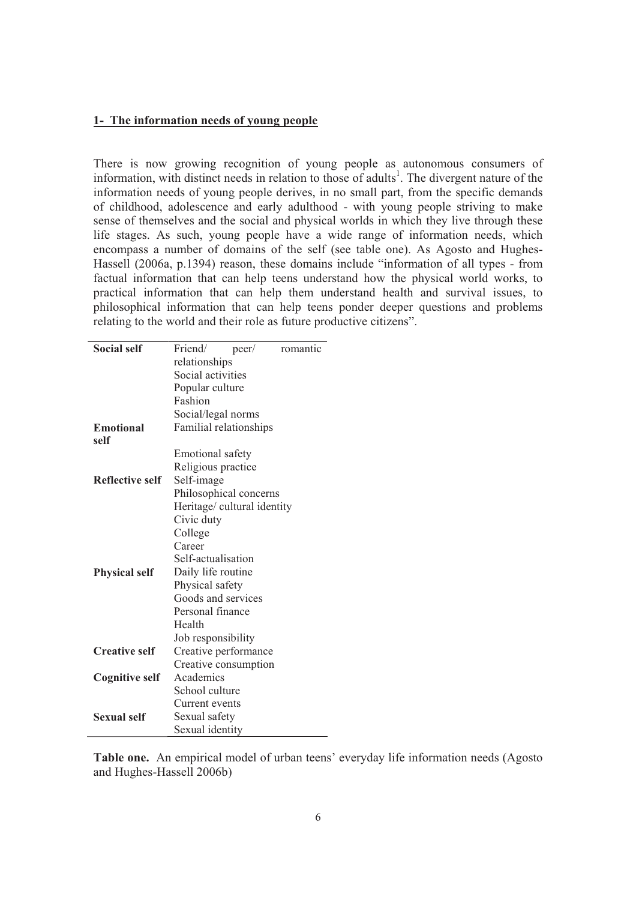## 1- The information needs of young people

There is now growing recognition of young people as autonomous consumers of information, with distinct needs in relation to those of adults[1]. The divergent nature of the information needs of young people derives, in no small part, from the specific demands of childhood, adolescence and early adulthood - with young people striving to make sense of themselves and the social and physical worlds in which they live through these life stages. As such, young people have a wide range of information needs, which encompass a number of domains of the self (see table one). As Agosto and Hughes-Hassell (2006a, p.1394) reason, these domains include "information of all types - from factual information that can help teens understand how the physical world works, to practical information that can help them understand health and survival issues, to philosophical information that can help teens ponder deeper questions and problems relating to the world and their role as future productive citizens".

| | |
|---|---|
| **Social self** | Friend/ peer/ romantic relationships |
| | Social activities |
| | Popular culture |
| | Fashion |
| | Social/legal norms |
| **Emotional self** | Familial relationships |
| | Emotional safety |
| | Religious practice |
| **Reflective self** | Self-image |
| | Philosophical concerns |
| | Heritage/ cultural identity |
| | Civic duty |
| | College |
| | Career |
| | Self-actualisation |
| **Physical self** | Daily life routine |
| | Physical safety |
| | Goods and services |
| | Personal finance |
| | Health |
| | Job responsibility |
| **Creative self** | Creative performance |
| | Creative consumption |
| **Cognitive self** | Academics |
| | School culture |
| | Current events |
| **Sexual self** | Sexual safety |
| | Sexual identity |

**Table one.** An empirical model of urban teens' everyday life information needs (Agosto and Hughes-Hassell 2006b)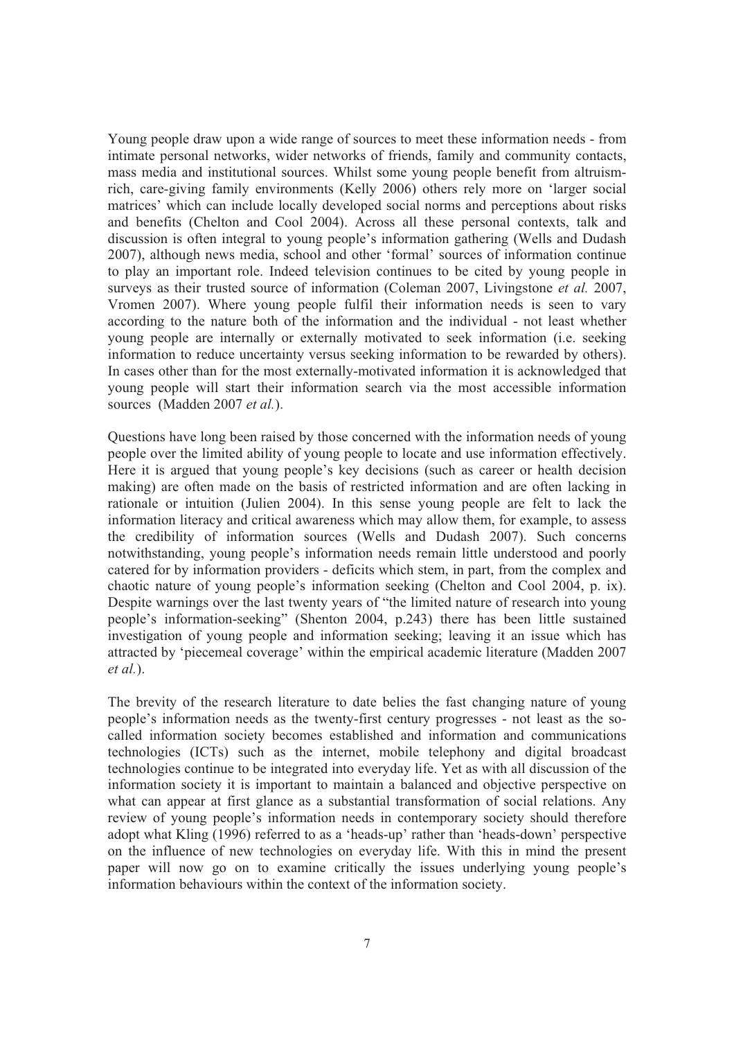Young people draw upon a wide range of sources to meet these information needs - from intimate personal networks, wider networks of friends, family and community contacts, mass media and institutional sources. Whilst some young people benefit from altruism-rich, care-giving family environments (Kelly 2006) others rely more on 'larger social matrices' which can include locally developed social norms and perceptions about risks and benefits (Chelton and Cool 2004). Across all these personal contexts, talk and discussion is often integral to young people's information gathering (Wells and Dudash 2007), although news media, school and other 'formal' sources of information continue to play an important role. Indeed television continues to be cited by young people in surveys as their trusted source of information (Coleman 2007, Livingstone *et al.* 2007, Vromen 2007). Where young people fulfil their information needs is seen to vary according to the nature both of the information and the individual - not least whether young people are internally or externally motivated to seek information (i.e. seeking information to reduce uncertainty versus seeking information to be rewarded by others). In cases other than for the most externally-motivated information it is acknowledged that young people will start their information search via the most accessible information sources (Madden 2007 *et al.*).

Questions have long been raised by those concerned with the information needs of young people over the limited ability of young people to locate and use information effectively. Here it is argued that young people's key decisions (such as career or health decision making) are often made on the basis of restricted information and are often lacking in rationale or intuition (Julien 2004). In this sense young people are felt to lack the information literacy and critical awareness which may allow them, for example, to assess the credibility of information sources (Wells and Dudash 2007). Such concerns notwithstanding, young people's information needs remain little understood and poorly catered for by information providers - deficits which stem, in part, from the complex and chaotic nature of young people's information seeking (Chelton and Cool 2004, p. ix). Despite warnings over the last twenty years of "the limited nature of research into young people's information-seeking" (Shenton 2004, p.243) there has been little sustained investigation of young people and information seeking; leaving it an issue which has attracted by 'piecemeal coverage' within the empirical academic literature (Madden 2007 *et al.*).

The brevity of the research literature to date belies the fast changing nature of young people's information needs as the twenty-first century progresses - not least as the so-called information society becomes established and information and communications technologies (ICTs) such as the internet, mobile telephony and digital broadcast technologies continue to be integrated into everyday life. Yet as with all discussion of the information society it is important to maintain a balanced and objective perspective on what can appear at first glance as a substantial transformation of social relations. Any review of young people's information needs in contemporary society should therefore adopt what Kling (1996) referred to as a 'heads-up' rather than 'heads-down' perspective on the influence of new technologies on everyday life. With this in mind the present paper will now go on to examine critically the issues underlying young people's information behaviours within the context of the information society.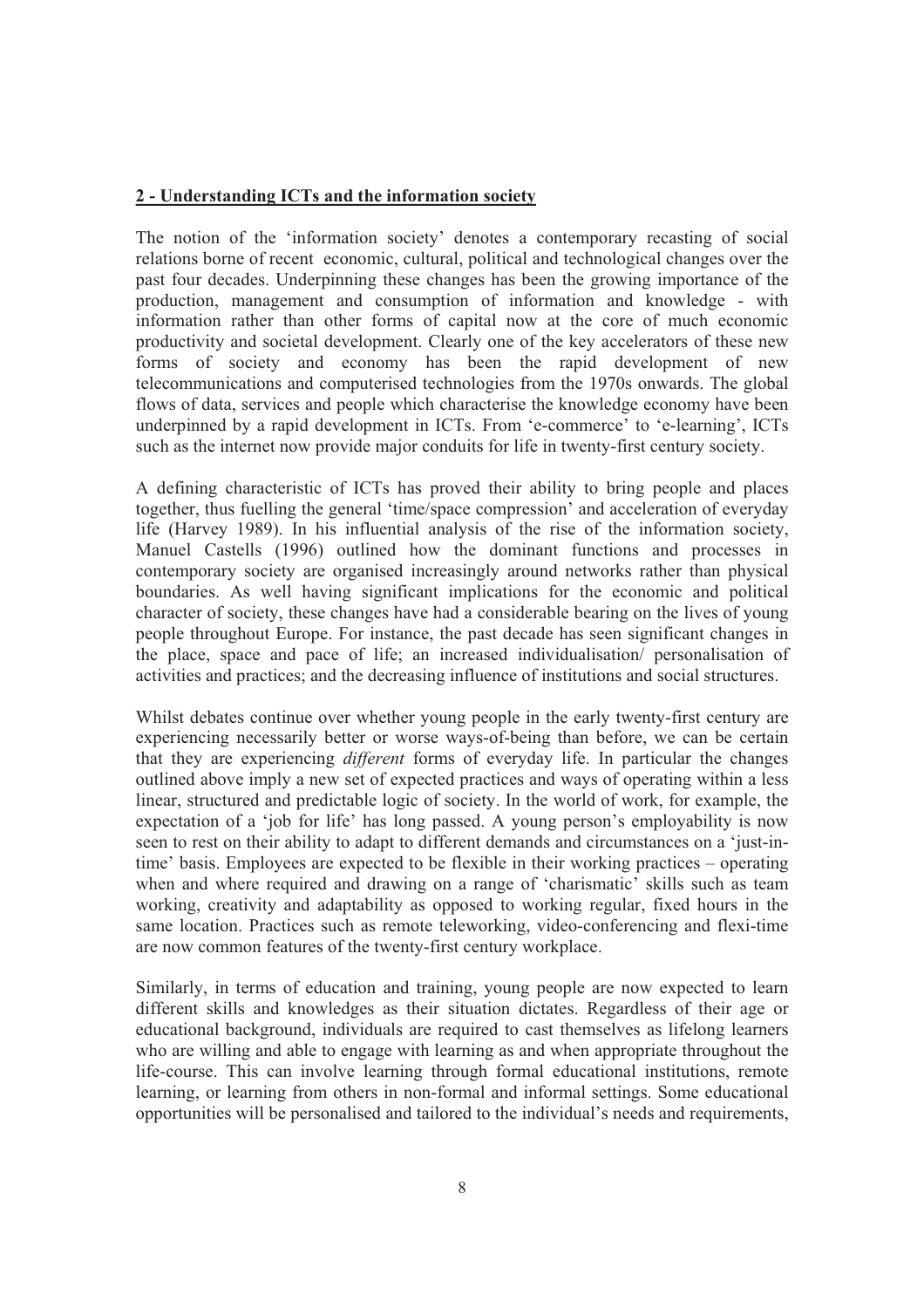## 2 - Understanding ICTs and the information society

The notion of the 'information society' denotes a contemporary recasting of social relations borne of recent economic, cultural, political and technological changes over the past four decades. Underpinning these changes has been the growing importance of the production, management and consumption of information and knowledge - with information rather than other forms of capital now at the core of much economic productivity and societal development. Clearly one of the key accelerators of these new forms of society and economy has been the rapid development of new telecommunications and computerised technologies from the 1970s onwards. The global flows of data, services and people which characterise the knowledge economy have been underpinned by a rapid development in ICTs. From 'e-commerce' to 'e-learning', ICTs such as the internet now provide major conduits for life in twenty-first century society.

A defining characteristic of ICTs has proved their ability to bring people and places together, thus fuelling the general 'time/space compression' and acceleration of everyday life (Harvey 1989). In his influential analysis of the rise of the information society, Manuel Castells (1996) outlined how the dominant functions and processes in contemporary society are organised increasingly around networks rather than physical boundaries. As well having significant implications for the economic and political character of society, these changes have had a considerable bearing on the lives of young people throughout Europe. For instance, the past decade has seen significant changes in the place, space and pace of life; an increased individualisation/ personalisation of activities and practices; and the decreasing influence of institutions and social structures.

Whilst debates continue over whether young people in the early twenty-first century are experiencing necessarily better or worse ways-of-being than before, we can be certain that they are experiencing *different* forms of everyday life. In particular the changes outlined above imply a new set of expected practices and ways of operating within a less linear, structured and predictable logic of society. In the world of work, for example, the expectation of a 'job for life' has long passed. A young person's employability is now seen to rest on their ability to adapt to different demands and circumstances on a 'just-in-time' basis. Employees are expected to be flexible in their working practices – operating when and where required and drawing on a range of 'charismatic' skills such as team working, creativity and adaptability as opposed to working regular, fixed hours in the same location. Practices such as remote teleworking, video-conferencing and flexi-time are now common features of the twenty-first century workplace.

Similarly, in terms of education and training, young people are now expected to learn different skills and knowledges as their situation dictates. Regardless of their age or educational background, individuals are required to cast themselves as lifelong learners who are willing and able to engage with learning as and when appropriate throughout the life-course. This can involve learning through formal educational institutions, remote learning, or learning from others in non-formal and informal settings. Some educational opportunities will be personalised and tailored to the individual's needs and requirements,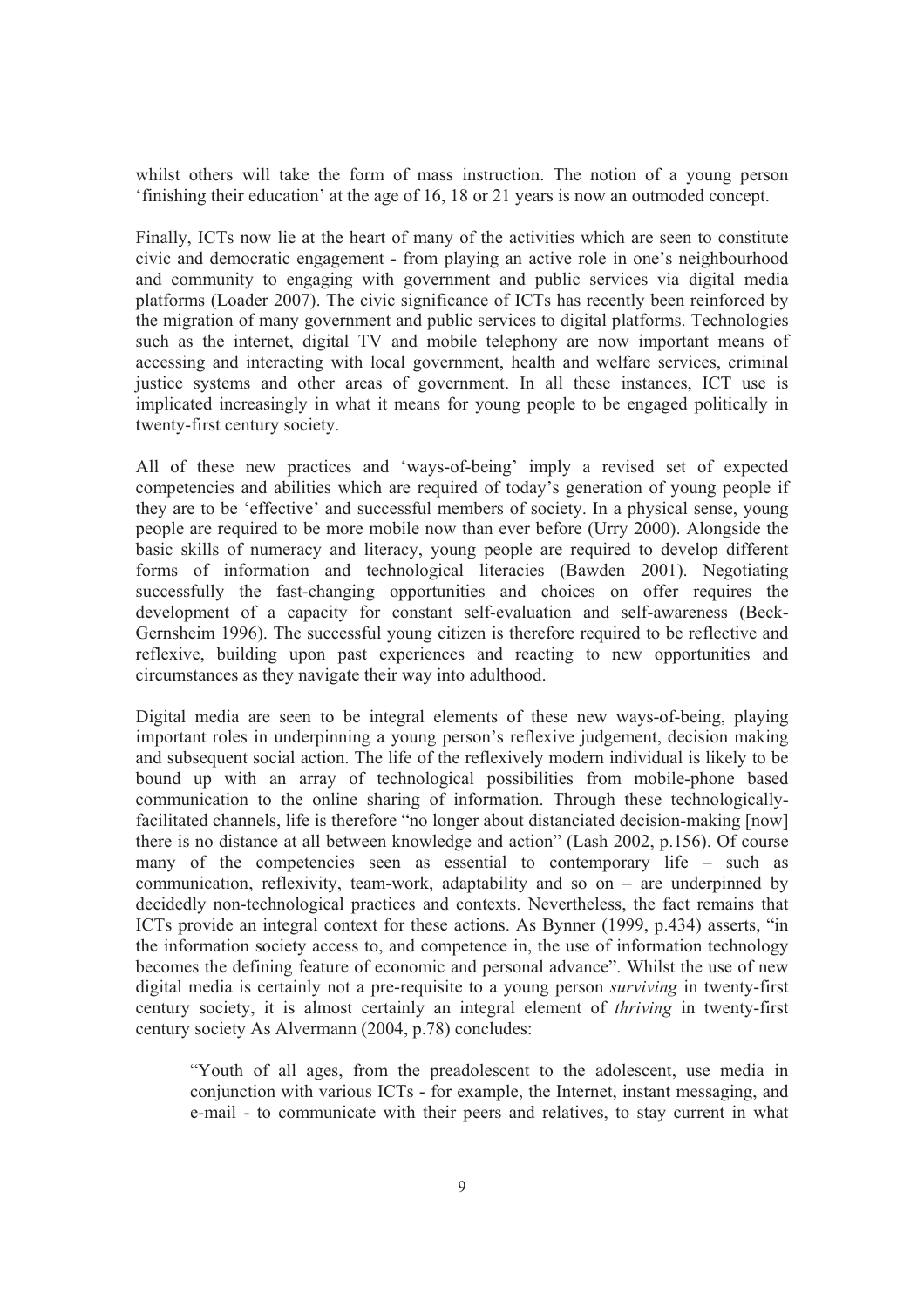whilst others will take the form of mass instruction. The notion of a young person 'finishing their education' at the age of 16, 18 or 21 years is now an outmoded concept.

Finally, ICTs now lie at the heart of many of the activities which are seen to constitute civic and democratic engagement - from playing an active role in one's neighbourhood and community to engaging with government and public services via digital media platforms (Loader 2007). The civic significance of ICTs has recently been reinforced by the migration of many government and public services to digital platforms. Technologies such as the internet, digital TV and mobile telephony are now important means of accessing and interacting with local government, health and welfare services, criminal justice systems and other areas of government. In all these instances, ICT use is implicated increasingly in what it means for young people to be engaged politically in twenty-first century society.

All of these new practices and 'ways-of-being' imply a revised set of expected competencies and abilities which are required of today's generation of young people if they are to be 'effective' and successful members of society. In a physical sense, young people are required to be more mobile now than ever before (Urry 2000). Alongside the basic skills of numeracy and literacy, young people are required to develop different forms of information and technological literacies (Bawden 2001). Negotiating successfully the fast-changing opportunities and choices on offer requires the development of a capacity for constant self-evaluation and self-awareness (Beck-Gernsheim 1996). The successful young citizen is therefore required to be reflective and reflexive, building upon past experiences and reacting to new opportunities and circumstances as they navigate their way into adulthood.

Digital media are seen to be integral elements of these new ways-of-being, playing important roles in underpinning a young person's reflexive judgement, decision making and subsequent social action. The life of the reflexively modern individual is likely to be bound up with an array of technological possibilities from mobile-phone based communication to the online sharing of information. Through these technologically-facilitated channels, life is therefore "no longer about distanciated decision-making [now] there is no distance at all between knowledge and action" (Lash 2002, p.156). Of course many of the competencies seen as essential to contemporary life – such as communication, reflexivity, team-work, adaptability and so on – are underpinned by decidedly non-technological practices and contexts. Nevertheless, the fact remains that ICTs provide an integral context for these actions. As Bynner (1999, p.434) asserts, "in the information society access to, and competence in, the use of information technology becomes the defining feature of economic and personal advance". Whilst the use of new digital media is certainly not a pre-requisite to a young person *surviving* in twenty-first century society, it is almost certainly an integral element of *thriving* in twenty-first century society As Alvermann (2004, p.78) concludes:

> "Youth of all ages, from the preadolescent to the adolescent, use media in conjunction with various ICTs - for example, the Internet, instant messaging, and e-mail - to communicate with their peers and relatives, to stay current in what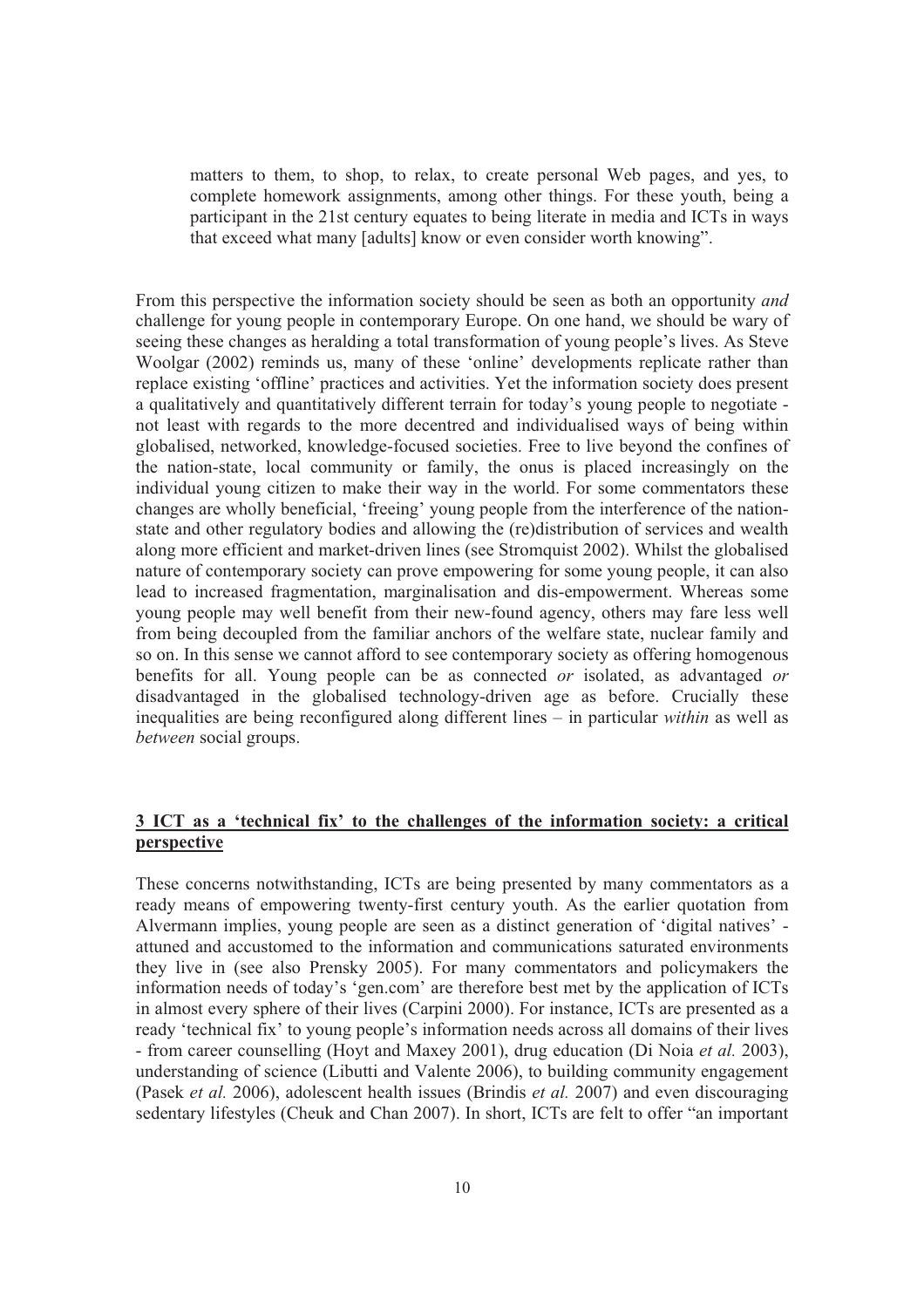> matters to them, to shop, to relax, to create personal Web pages, and yes, to complete homework assignments, among other things. For these youth, being a participant in the 21st century equates to being literate in media and ICTs in ways that exceed what many [adults] know or even consider worth knowing".

From this perspective the information society should be seen as both an opportunity *and* challenge for young people in contemporary Europe. On one hand, we should be wary of seeing these changes as heralding a total transformation of young people's lives. As Steve Woolgar (2002) reminds us, many of these 'online' developments replicate rather than replace existing 'offline' practices and activities. Yet the information society does present a qualitatively and quantitatively different terrain for today's young people to negotiate - not least with regards to the more decentred and individualised ways of being within globalised, networked, knowledge-focused societies. Free to live beyond the confines of the nation-state, local community or family, the onus is placed increasingly on the individual young citizen to make their way in the world. For some commentators these changes are wholly beneficial, 'freeing' young people from the interference of the nation-state and other regulatory bodies and allowing the (re)distribution of services and wealth along more efficient and market-driven lines (see Stromquist 2002). Whilst the globalised nature of contemporary society can prove empowering for some young people, it can also lead to increased fragmentation, marginalisation and dis-empowerment. Whereas some young people may well benefit from their new-found agency, others may fare less well from being decoupled from the familiar anchors of the welfare state, nuclear family and so on. In this sense we cannot afford to see contemporary society as offering homogenous benefits for all. Young people can be as connected *or* isolated, as advantaged *or* disadvantaged in the globalised technology-driven age as before. Crucially these inequalities are being reconfigured along different lines – in particular *within* as well as *between* social groups.

## 3 ICT as a 'technical fix' to the challenges of the information society: a critical perspective

These concerns notwithstanding, ICTs are being presented by many commentators as a ready means of empowering twenty-first century youth. As the earlier quotation from Alvermann implies, young people are seen as a distinct generation of 'digital natives' - attuned and accustomed to the information and communications saturated environments they live in (see also Prensky 2005). For many commentators and policymakers the information needs of today's 'gen.com' are therefore best met by the application of ICTs in almost every sphere of their lives (Carpini 2000). For instance, ICTs are presented as a ready 'technical fix' to young people's information needs across all domains of their lives - from career counselling (Hoyt and Maxey 2001), drug education (Di Noia *et al.* 2003), understanding of science (Libutti and Valente 2006), to building community engagement (Pasek *et al.* 2006), adolescent health issues (Brindis *et al.* 2007) and even discouraging sedentary lifestyles (Cheuk and Chan 2007). In short, ICTs are felt to offer "an important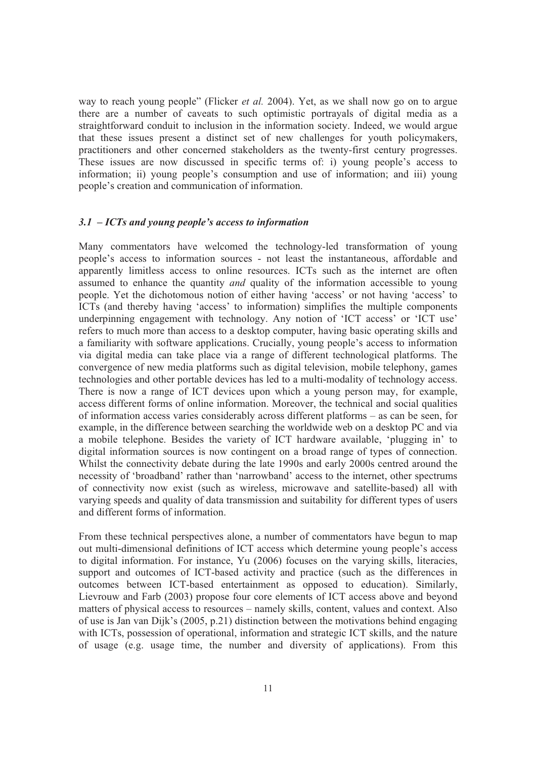way to reach young people" (Flicker *et al.* 2004). Yet, as we shall now go on to argue there are a number of caveats to such optimistic portrayals of digital media as a straightforward conduit to inclusion in the information society. Indeed, we would argue that these issues present a distinct set of new challenges for youth policymakers, practitioners and other concerned stakeholders as the twenty-first century progresses. These issues are now discussed in specific terms of: i) young people's access to information; ii) young people's consumption and use of information; and iii) young people's creation and communication of information.

### *3.1 – ICTs and young people's access to information*

Many commentators have welcomed the technology-led transformation of young people's access to information sources - not least the instantaneous, affordable and apparently limitless access to online resources. ICTs such as the internet are often assumed to enhance the quantity *and* quality of the information accessible to young people. Yet the dichotomous notion of either having 'access' or not having 'access' to ICTs (and thereby having 'access' to information) simplifies the multiple components underpinning engagement with technology. Any notion of 'ICT access' or 'ICT use' refers to much more than access to a desktop computer, having basic operating skills and a familiarity with software applications. Crucially, young people's access to information via digital media can take place via a range of different technological platforms. The convergence of new media platforms such as digital television, mobile telephony, games technologies and other portable devices has led to a multi-modality of technology access. There is now a range of ICT devices upon which a young person may, for example, access different forms of online information. Moreover, the technical and social qualities of information access varies considerably across different platforms – as can be seen, for example, in the difference between searching the worldwide web on a desktop PC and via a mobile telephone. Besides the variety of ICT hardware available, 'plugging in' to digital information sources is now contingent on a broad range of types of connection. Whilst the connectivity debate during the late 1990s and early 2000s centred around the necessity of 'broadband' rather than 'narrowband' access to the internet, other spectrums of connectivity now exist (such as wireless, microwave and satellite-based) all with varying speeds and quality of data transmission and suitability for different types of users and different forms of information.

From these technical perspectives alone, a number of commentators have begun to map out multi-dimensional definitions of ICT access which determine young people's access to digital information. For instance, Yu (2006) focuses on the varying skills, literacies, support and outcomes of ICT-based activity and practice (such as the differences in outcomes between ICT-based entertainment as opposed to education). Similarly, Lievrouw and Farb (2003) propose four core elements of ICT access above and beyond matters of physical access to resources – namely skills, content, values and context. Also of use is Jan van Dijk's (2005, p.21) distinction between the motivations behind engaging with ICTs, possession of operational, information and strategic ICT skills, and the nature of usage (e.g. usage time, the number and diversity of applications). From this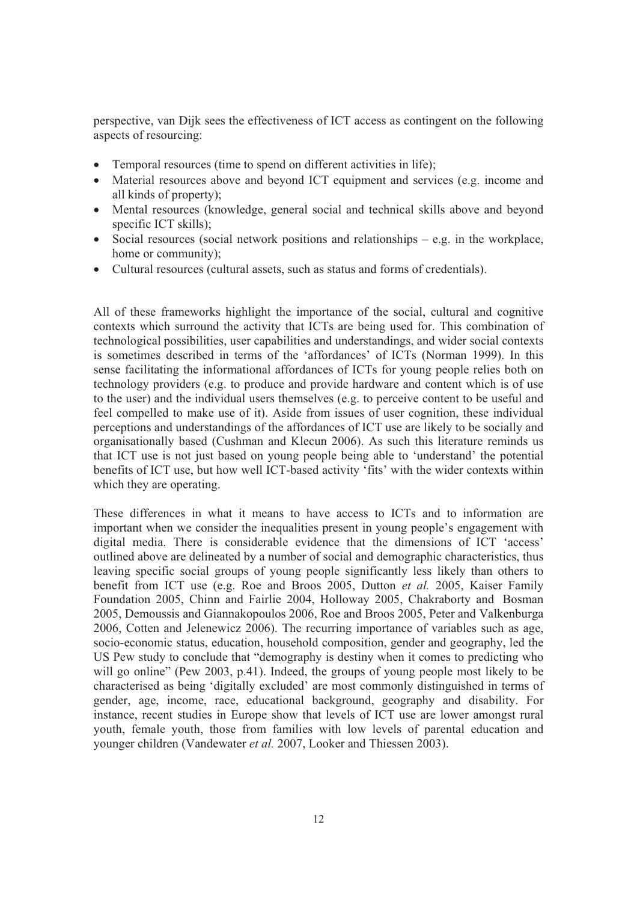perspective, van Dijk sees the effectiveness of ICT access as contingent on the following aspects of resourcing:

- Temporal resources (time to spend on different activities in life);
- Material resources above and beyond ICT equipment and services (e.g. income and all kinds of property);
- Mental resources (knowledge, general social and technical skills above and beyond specific ICT skills);
- Social resources (social network positions and relationships – e.g. in the workplace, home or community);
- Cultural resources (cultural assets, such as status and forms of credentials).

All of these frameworks highlight the importance of the social, cultural and cognitive contexts which surround the activity that ICTs are being used for. This combination of technological possibilities, user capabilities and understandings, and wider social contexts is sometimes described in terms of the 'affordances' of ICTs (Norman 1999). In this sense facilitating the informational affordances of ICTs for young people relies both on technology providers (e.g. to produce and provide hardware and content which is of use to the user) and the individual users themselves (e.g. to perceive content to be useful and feel compelled to make use of it). Aside from issues of user cognition, these individual perceptions and understandings of the affordances of ICT use are likely to be socially and organisationally based (Cushman and Klecun 2006). As such this literature reminds us that ICT use is not just based on young people being able to 'understand' the potential benefits of ICT use, but how well ICT-based activity 'fits' with the wider contexts within which they are operating.

These differences in what it means to have access to ICTs and to information are important when we consider the inequalities present in young people's engagement with digital media. There is considerable evidence that the dimensions of ICT 'access' outlined above are delineated by a number of social and demographic characteristics, thus leaving specific social groups of young people significantly less likely than others to benefit from ICT use (e.g. Roe and Broos 2005, Dutton *et al.* 2005, Kaiser Family Foundation 2005, Chinn and Fairlie 2004, Holloway 2005, Chakraborty and Bosman 2005, Demoussis and Giannakopoulos 2006, Roe and Broos 2005, Peter and Valkenburga 2006, Cotten and Jelenewicz 2006). The recurring importance of variables such as age, socio-economic status, education, household composition, gender and geography, led the US Pew study to conclude that "demography is destiny when it comes to predicting who will go online" (Pew 2003, p.41). Indeed, the groups of young people most likely to be characterised as being 'digitally excluded' are most commonly distinguished in terms of gender, age, income, race, educational background, geography and disability. For instance, recent studies in Europe show that levels of ICT use are lower amongst rural youth, female youth, those from families with low levels of parental education and younger children (Vandewater *et al.* 2007, Looker and Thiessen 2003).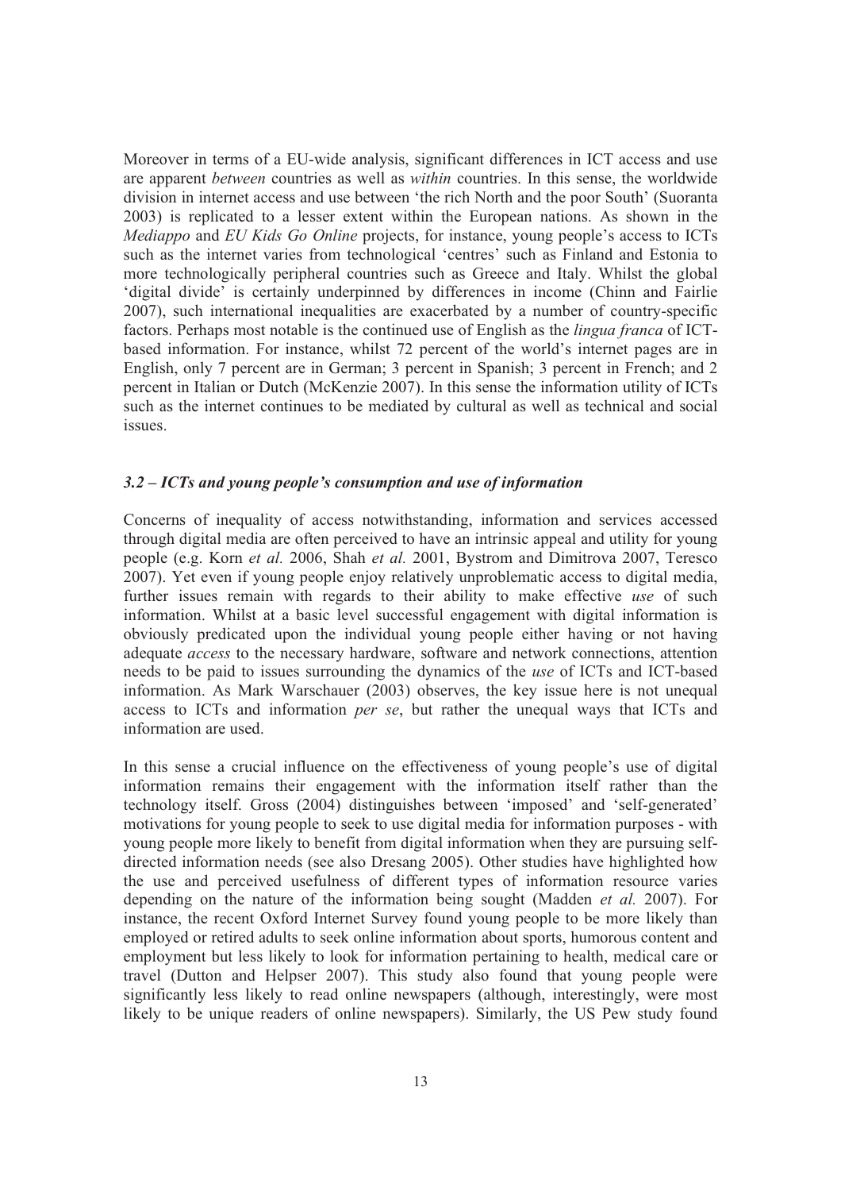Moreover in terms of a EU-wide analysis, significant differences in ICT access and use are apparent *between* countries as well as *within* countries. In this sense, the worldwide division in internet access and use between 'the rich North and the poor South' (Suoranta 2003) is replicated to a lesser extent within the European nations. As shown in the *Mediappo* and *EU Kids Go Online* projects, for instance, young people's access to ICTs such as the internet varies from technological 'centres' such as Finland and Estonia to more technologically peripheral countries such as Greece and Italy. Whilst the global 'digital divide' is certainly underpinned by differences in income (Chinn and Fairlie 2007), such international inequalities are exacerbated by a number of country-specific factors. Perhaps most notable is the continued use of English as the *lingua franca* of ICT-based information. For instance, whilst 72 percent of the world's internet pages are in English, only 7 percent are in German; 3 percent in Spanish; 3 percent in French; and 2 percent in Italian or Dutch (McKenzie 2007). In this sense the information utility of ICTs such as the internet continues to be mediated by cultural as well as technical and social issues.

### *3.2 – ICTs and young people's consumption and use of information*

Concerns of inequality of access notwithstanding, information and services accessed through digital media are often perceived to have an intrinsic appeal and utility for young people (e.g. Korn *et al.* 2006, Shah *et al.* 2001, Bystrom and Dimitrova 2007, Teresco 2007). Yet even if young people enjoy relatively unproblematic access to digital media, further issues remain with regards to their ability to make effective *use* of such information. Whilst at a basic level successful engagement with digital information is obviously predicated upon the individual young people either having or not having adequate *access* to the necessary hardware, software and network connections, attention needs to be paid to issues surrounding the dynamics of the *use* of ICTs and ICT-based information. As Mark Warschauer (2003) observes, the key issue here is not unequal access to ICTs and information *per se*, but rather the unequal ways that ICTs and information are used.

In this sense a crucial influence on the effectiveness of young people's use of digital information remains their engagement with the information itself rather than the technology itself. Gross (2004) distinguishes between 'imposed' and 'self-generated' motivations for young people to seek to use digital media for information purposes - with young people more likely to benefit from digital information when they are pursuing self-directed information needs (see also Dresang 2005). Other studies have highlighted how the use and perceived usefulness of different types of information resource varies depending on the nature of the information being sought (Madden *et al.* 2007). For instance, the recent Oxford Internet Survey found young people to be more likely than employed or retired adults to seek online information about sports, humorous content and employment but less likely to look for information pertaining to health, medical care or travel (Dutton and Helpser 2007). This study also found that young people were significantly less likely to read online newspapers (although, interestingly, were most likely to be unique readers of online newspapers). Similarly, the US Pew study found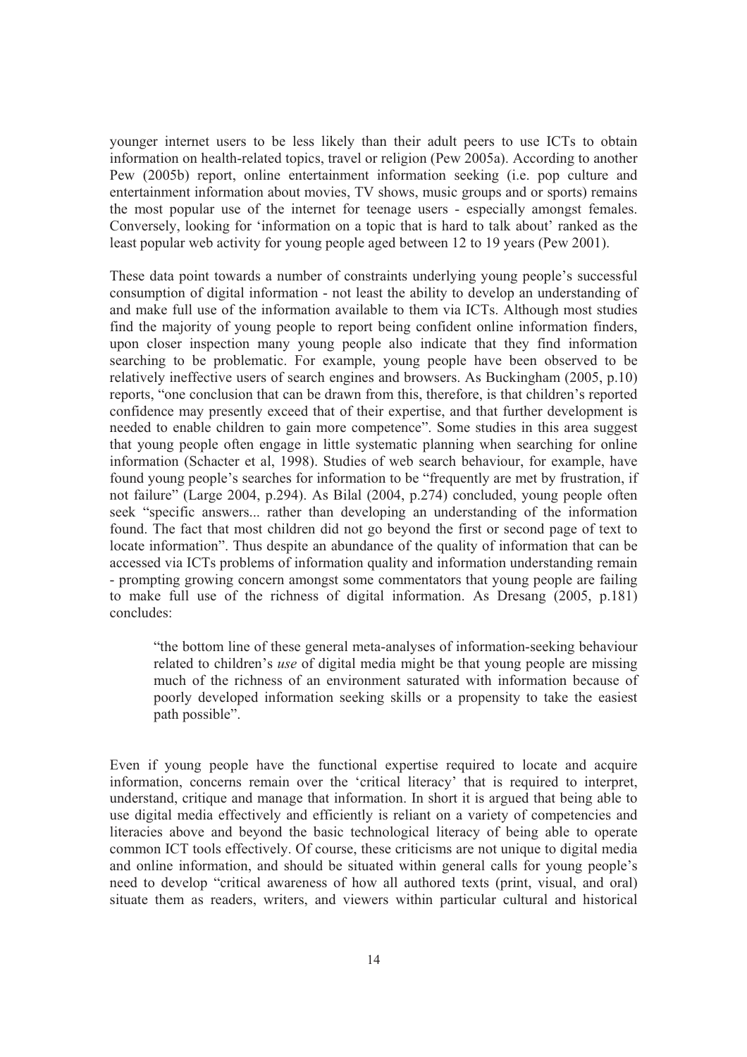younger internet users to be less likely than their adult peers to use ICTs to obtain information on health-related topics, travel or religion (Pew 2005a). According to another Pew (2005b) report, online entertainment information seeking (i.e. pop culture and entertainment information about movies, TV shows, music groups and or sports) remains the most popular use of the internet for teenage users - especially amongst females. Conversely, looking for 'information on a topic that is hard to talk about' ranked as the least popular web activity for young people aged between 12 to 19 years (Pew 2001).

These data point towards a number of constraints underlying young people's successful consumption of digital information - not least the ability to develop an understanding of and make full use of the information available to them via ICTs. Although most studies find the majority of young people to report being confident online information finders, upon closer inspection many young people also indicate that they find information searching to be problematic. For example, young people have been observed to be relatively ineffective users of search engines and browsers. As Buckingham (2005, p.10) reports, "one conclusion that can be drawn from this, therefore, is that children's reported confidence may presently exceed that of their expertise, and that further development is needed to enable children to gain more competence". Some studies in this area suggest that young people often engage in little systematic planning when searching for online information (Schacter et al, 1998). Studies of web search behaviour, for example, have found young people's searches for information to be "frequently are met by frustration, if not failure" (Large 2004, p.294). As Bilal (2004, p.274) concluded, young people often seek "specific answers... rather than developing an understanding of the information found. The fact that most children did not go beyond the first or second page of text to locate information". Thus despite an abundance of the quality of information that can be accessed via ICTs problems of information quality and information understanding remain - prompting growing concern amongst some commentators that young people are failing to make full use of the richness of digital information. As Dresang (2005, p.181) concludes:

> "the bottom line of these general meta-analyses of information-seeking behaviour related to children's *use* of digital media might be that young people are missing much of the richness of an environment saturated with information because of poorly developed information seeking skills or a propensity to take the easiest path possible".

Even if young people have the functional expertise required to locate and acquire information, concerns remain over the 'critical literacy' that is required to interpret, understand, critique and manage that information. In short it is argued that being able to use digital media effectively and efficiently is reliant on a variety of competencies and literacies above and beyond the basic technological literacy of being able to operate common ICT tools effectively. Of course, these criticisms are not unique to digital media and online information, and should be situated within general calls for young people's need to develop "critical awareness of how all authored texts (print, visual, and oral) situate them as readers, writers, and viewers within particular cultural and historical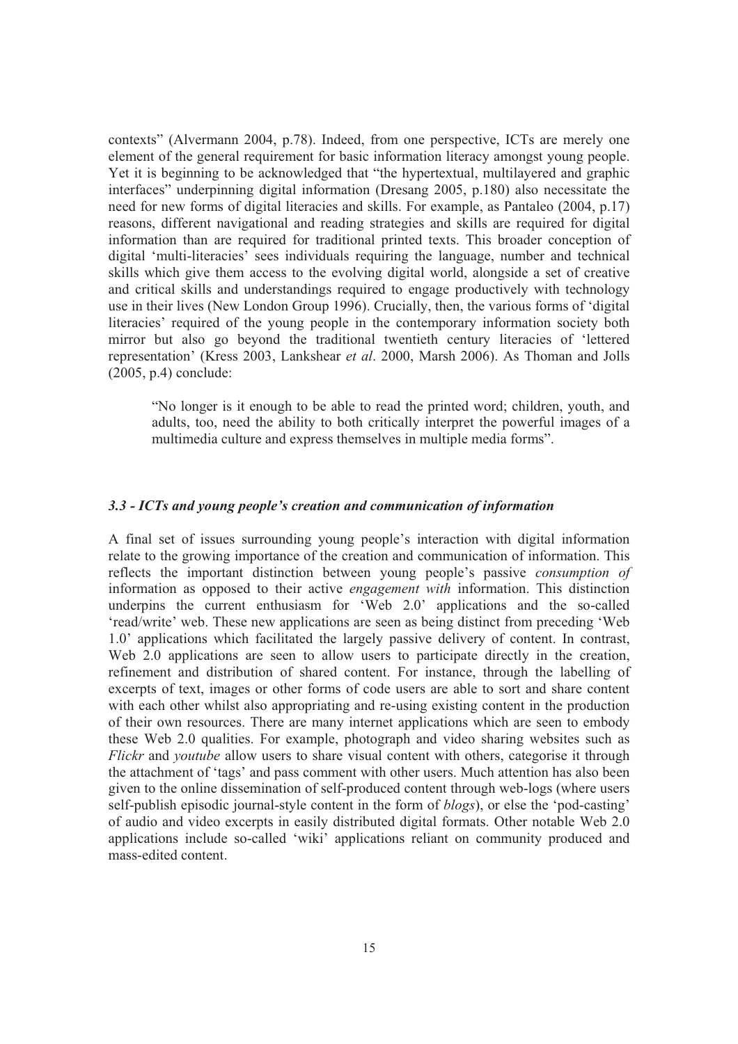contexts" (Alvermann 2004, p.78). Indeed, from one perspective, ICTs are merely one element of the general requirement for basic information literacy amongst young people. Yet it is beginning to be acknowledged that "the hypertextual, multilayered and graphic interfaces" underpinning digital information (Dresang 2005, p.180) also necessitate the need for new forms of digital literacies and skills. For example, as Pantaleo (2004, p.17) reasons, different navigational and reading strategies and skills are required for digital information than are required for traditional printed texts. This broader conception of digital 'multi-literacies' sees individuals requiring the language, number and technical skills which give them access to the evolving digital world, alongside a set of creative and critical skills and understandings required to engage productively with technology use in their lives (New London Group 1996). Crucially, then, the various forms of 'digital literacies' required of the young people in the contemporary information society both mirror but also go beyond the traditional twentieth century literacies of 'lettered representation' (Kress 2003, Lankshear *et al*. 2000, Marsh 2006). As Thoman and Jolls (2005, p.4) conclude:

> "No longer is it enough to be able to read the printed word; children, youth, and adults, too, need the ability to both critically interpret the powerful images of a multimedia culture and express themselves in multiple media forms".

### *3.3 - ICTs and young people's creation and communication of information*

A final set of issues surrounding young people's interaction with digital information relate to the growing importance of the creation and communication of information. This reflects the important distinction between young people's passive *consumption of* information as opposed to their active *engagement with* information. This distinction underpins the current enthusiasm for 'Web 2.0' applications and the so-called 'read/write' web. These new applications are seen as being distinct from preceding 'Web 1.0' applications which facilitated the largely passive delivery of content. In contrast, Web 2.0 applications are seen to allow users to participate directly in the creation, refinement and distribution of shared content. For instance, through the labelling of excerpts of text, images or other forms of code users are able to sort and share content with each other whilst also appropriating and re-using existing content in the production of their own resources. There are many internet applications which are seen to embody these Web 2.0 qualities. For example, photograph and video sharing websites such as *Flickr* and *youtube* allow users to share visual content with others, categorise it through the attachment of 'tags' and pass comment with other users. Much attention has also been given to the online dissemination of self-produced content through web-logs (where users self-publish episodic journal-style content in the form of *blogs*), or else the 'pod-casting' of audio and video excerpts in easily distributed digital formats. Other notable Web 2.0 applications include so-called 'wiki' applications reliant on community produced and mass-edited content.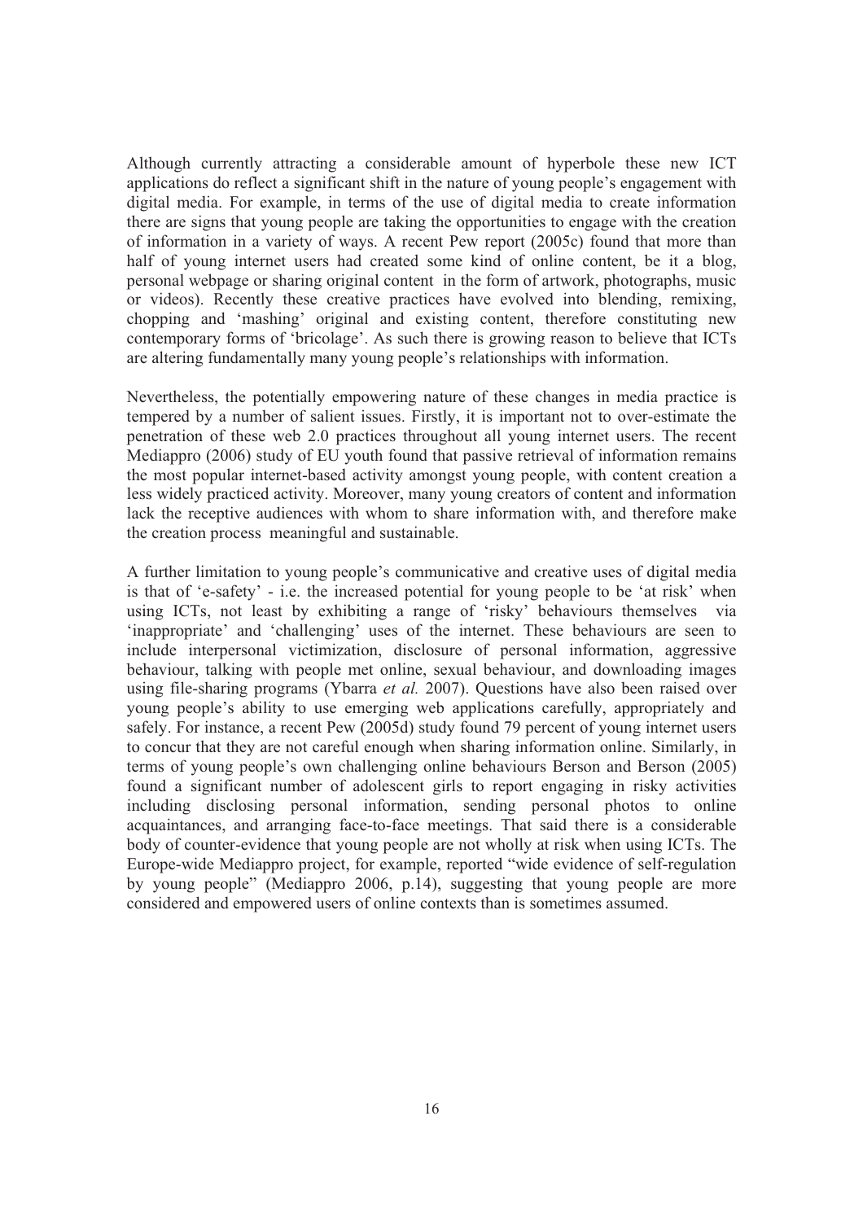Although currently attracting a considerable amount of hyperbole these new ICT applications do reflect a significant shift in the nature of young people's engagement with digital media. For example, in terms of the use of digital media to create information there are signs that young people are taking the opportunities to engage with the creation of information in a variety of ways. A recent Pew report (2005c) found that more than half of young internet users had created some kind of online content, be it a blog, personal webpage or sharing original content in the form of artwork, photographs, music or videos). Recently these creative practices have evolved into blending, remixing, chopping and 'mashing' original and existing content, therefore constituting new contemporary forms of 'bricolage'. As such there is growing reason to believe that ICTs are altering fundamentally many young people's relationships with information.

Nevertheless, the potentially empowering nature of these changes in media practice is tempered by a number of salient issues. Firstly, it is important not to over-estimate the penetration of these web 2.0 practices throughout all young internet users. The recent Mediappro (2006) study of EU youth found that passive retrieval of information remains the most popular internet-based activity amongst young people, with content creation a less widely practiced activity. Moreover, many young creators of content and information lack the receptive audiences with whom to share information with, and therefore make the creation process meaningful and sustainable.

A further limitation to young people's communicative and creative uses of digital media is that of 'e-safety' - i.e. the increased potential for young people to be 'at risk' when using ICTs, not least by exhibiting a range of 'risky' behaviours themselves via 'inappropriate' and 'challenging' uses of the internet. These behaviours are seen to include interpersonal victimization, disclosure of personal information, aggressive behaviour, talking with people met online, sexual behaviour, and downloading images using file-sharing programs (Ybarra *et al.* 2007). Questions have also been raised over young people's ability to use emerging web applications carefully, appropriately and safely. For instance, a recent Pew (2005d) study found 79 percent of young internet users to concur that they are not careful enough when sharing information online. Similarly, in terms of young people's own challenging online behaviours Berson and Berson (2005) found a significant number of adolescent girls to report engaging in risky activities including disclosing personal information, sending personal photos to online acquaintances, and arranging face-to-face meetings. That said there is a considerable body of counter-evidence that young people are not wholly at risk when using ICTs. The Europe-wide Mediappro project, for example, reported "wide evidence of self-regulation by young people" (Mediappro 2006, p.14), suggesting that young people are more considered and empowered users of online contexts than is sometimes assumed.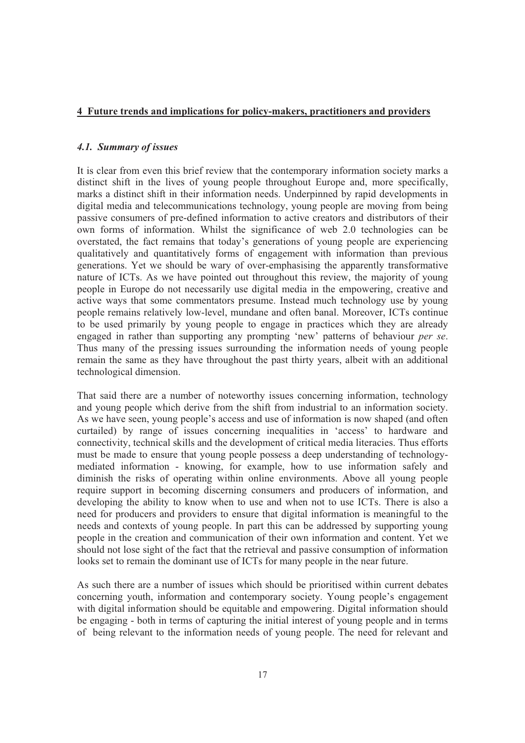## 4 Future trends and implications for policy-makers, practitioners and providers

### *4.1. Summary of issues*

It is clear from even this brief review that the contemporary information society marks a distinct shift in the lives of young people throughout Europe and, more specifically, marks a distinct shift in their information needs. Underpinned by rapid developments in digital media and telecommunications technology, young people are moving from being passive consumers of pre-defined information to active creators and distributors of their own forms of information. Whilst the significance of web 2.0 technologies can be overstated, the fact remains that today's generations of young people are experiencing qualitatively and quantitatively forms of engagement with information than previous generations. Yet we should be wary of over-emphasising the apparently transformative nature of ICTs. As we have pointed out throughout this review, the majority of young people in Europe do not necessarily use digital media in the empowering, creative and active ways that some commentators presume. Instead much technology use by young people remains relatively low-level, mundane and often banal. Moreover, ICTs continue to be used primarily by young people to engage in practices which they are already engaged in rather than supporting any prompting 'new' patterns of behaviour *per se*. Thus many of the pressing issues surrounding the information needs of young people remain the same as they have throughout the past thirty years, albeit with an additional technological dimension.

That said there are a number of noteworthy issues concerning information, technology and young people which derive from the shift from industrial to an information society. As we have seen, young people's access and use of information is now shaped (and often curtailed) by range of issues concerning inequalities in 'access' to hardware and connectivity, technical skills and the development of critical media literacies. Thus efforts must be made to ensure that young people possess a deep understanding of technology-mediated information - knowing, for example, how to use information safely and diminish the risks of operating within online environments. Above all young people require support in becoming discerning consumers and producers of information, and developing the ability to know when to use and when not to use ICTs. There is also a need for producers and providers to ensure that digital information is meaningful to the needs and contexts of young people. In part this can be addressed by supporting young people in the creation and communication of their own information and content. Yet we should not lose sight of the fact that the retrieval and passive consumption of information looks set to remain the dominant use of ICTs for many people in the near future.

As such there are a number of issues which should be prioritised within current debates concerning youth, information and contemporary society. Young people's engagement with digital information should be equitable and empowering. Digital information should be engaging - both in terms of capturing the initial interest of young people and in terms of being relevant to the information needs of young people. The need for relevant and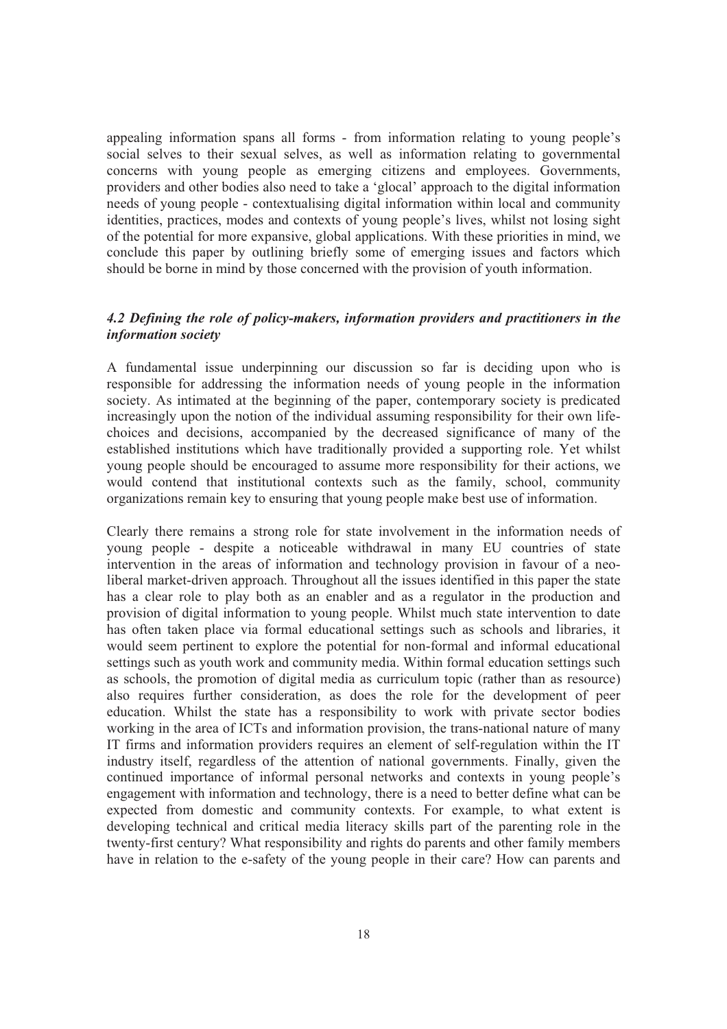appealing information spans all forms - from information relating to young people's social selves to their sexual selves, as well as information relating to governmental concerns with young people as emerging citizens and employees. Governments, providers and other bodies also need to take a 'glocal' approach to the digital information needs of young people - contextualising digital information within local and community identities, practices, modes and contexts of young people's lives, whilst not losing sight of the potential for more expansive, global applications. With these priorities in mind, we conclude this paper by outlining briefly some of emerging issues and factors which should be borne in mind by those concerned with the provision of youth information.

### *4.2 Defining the role of policy-makers, information providers and practitioners in the information society*

A fundamental issue underpinning our discussion so far is deciding upon who is responsible for addressing the information needs of young people in the information society. As intimated at the beginning of the paper, contemporary society is predicated increasingly upon the notion of the individual assuming responsibility for their own life-choices and decisions, accompanied by the decreased significance of many of the established institutions which have traditionally provided a supporting role. Yet whilst young people should be encouraged to assume more responsibility for their actions, we would contend that institutional contexts such as the family, school, community organizations remain key to ensuring that young people make best use of information.

Clearly there remains a strong role for state involvement in the information needs of young people - despite a noticeable withdrawal in many EU countries of state intervention in the areas of information and technology provision in favour of a neo-liberal market-driven approach. Throughout all the issues identified in this paper the state has a clear role to play both as an enabler and as a regulator in the production and provision of digital information to young people. Whilst much state intervention to date has often taken place via formal educational settings such as schools and libraries, it would seem pertinent to explore the potential for non-formal and informal educational settings such as youth work and community media. Within formal education settings such as schools, the promotion of digital media as curriculum topic (rather than as resource) also requires further consideration, as does the role for the development of peer education. Whilst the state has a responsibility to work with private sector bodies working in the area of ICTs and information provision, the trans-national nature of many IT firms and information providers requires an element of self-regulation within the IT industry itself, regardless of the attention of national governments. Finally, given the continued importance of informal personal networks and contexts in young people's engagement with information and technology, there is a need to better define what can be expected from domestic and community contexts. For example, to what extent is developing technical and critical media literacy skills part of the parenting role in the twenty-first century? What responsibility and rights do parents and other family members have in relation to the e-safety of the young people in their care? How can parents and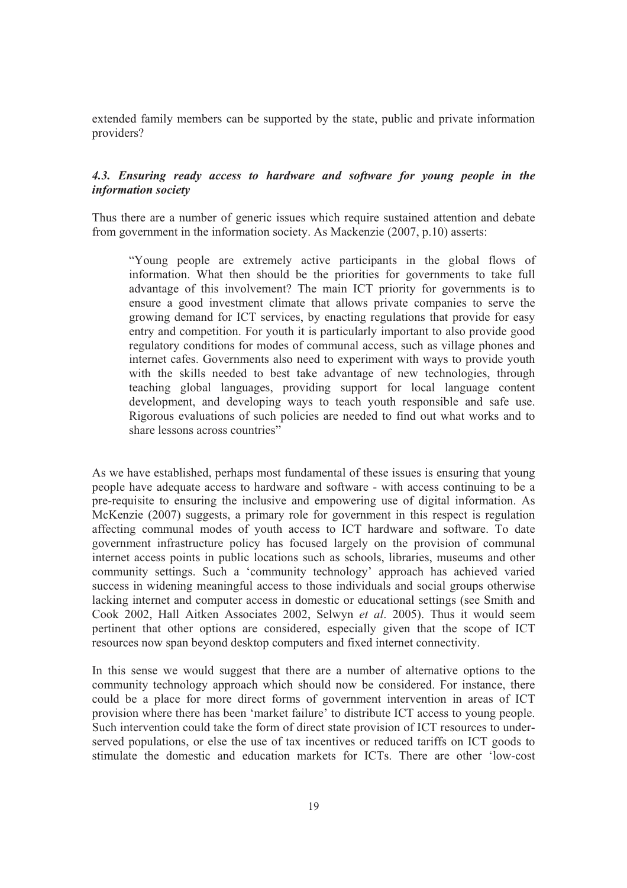extended family members can be supported by the state, public and private information providers?

### *4.3. Ensuring ready access to hardware and software for young people in the information society*

Thus there are a number of generic issues which require sustained attention and debate from government in the information society. As Mackenzie (2007, p.10) asserts:

> "Young people are extremely active participants in the global flows of information. What then should be the priorities for governments to take full advantage of this involvement? The main ICT priority for governments is to ensure a good investment climate that allows private companies to serve the growing demand for ICT services, by enacting regulations that provide for easy entry and competition. For youth it is particularly important to also provide good regulatory conditions for modes of communal access, such as village phones and internet cafes. Governments also need to experiment with ways to provide youth with the skills needed to best take advantage of new technologies, through teaching global languages, providing support for local language content development, and developing ways to teach youth responsible and safe use. Rigorous evaluations of such policies are needed to find out what works and to share lessons across countries"

As we have established, perhaps most fundamental of these issues is ensuring that young people have adequate access to hardware and software - with access continuing to be a pre-requisite to ensuring the inclusive and empowering use of digital information. As McKenzie (2007) suggests, a primary role for government in this respect is regulation affecting communal modes of youth access to ICT hardware and software. To date government infrastructure policy has focused largely on the provision of communal internet access points in public locations such as schools, libraries, museums and other community settings. Such a 'community technology' approach has achieved varied success in widening meaningful access to those individuals and social groups otherwise lacking internet and computer access in domestic or educational settings (see Smith and Cook 2002, Hall Aitken Associates 2002, Selwyn *et al*. 2005). Thus it would seem pertinent that other options are considered, especially given that the scope of ICT resources now span beyond desktop computers and fixed internet connectivity.

In this sense we would suggest that there are a number of alternative options to the community technology approach which should now be considered. For instance, there could be a place for more direct forms of government intervention in areas of ICT provision where there has been 'market failure' to distribute ICT access to young people. Such intervention could take the form of direct state provision of ICT resources to under-served populations, or else the use of tax incentives or reduced tariffs on ICT goods to stimulate the domestic and education markets for ICTs. There are other 'low-cost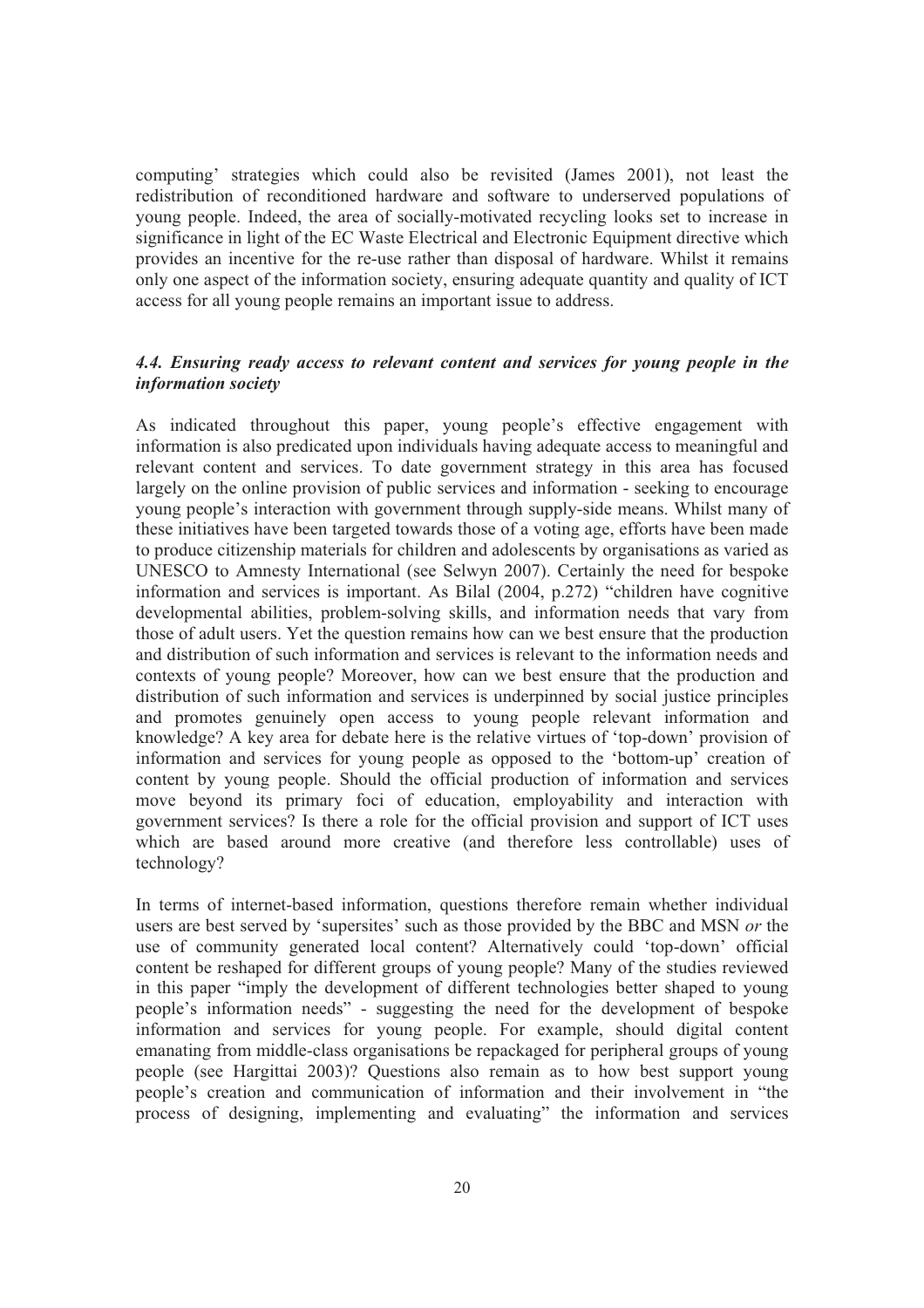computing' strategies which could also be revisited (James 2001), not least the redistribution of reconditioned hardware and software to underserved populations of young people. Indeed, the area of socially-motivated recycling looks set to increase in significance in light of the EC Waste Electrical and Electronic Equipment directive which provides an incentive for the re-use rather than disposal of hardware. Whilst it remains only one aspect of the information society, ensuring adequate quantity and quality of ICT access for all young people remains an important issue to address.

### *4.4. Ensuring ready access to relevant content and services for young people in the information society*

As indicated throughout this paper, young people's effective engagement with information is also predicated upon individuals having adequate access to meaningful and relevant content and services. To date government strategy in this area has focused largely on the online provision of public services and information - seeking to encourage young people's interaction with government through supply-side means. Whilst many of these initiatives have been targeted towards those of a voting age, efforts have been made to produce citizenship materials for children and adolescents by organisations as varied as UNESCO to Amnesty International (see Selwyn 2007). Certainly the need for bespoke information and services is important. As Bilal (2004, p.272) "children have cognitive developmental abilities, problem-solving skills, and information needs that vary from those of adult users. Yet the question remains how can we best ensure that the production and distribution of such information and services is relevant to the information needs and contexts of young people? Moreover, how can we best ensure that the production and distribution of such information and services is underpinned by social justice principles and promotes genuinely open access to young people relevant information and knowledge? A key area for debate here is the relative virtues of 'top-down' provision of information and services for young people as opposed to the 'bottom-up' creation of content by young people. Should the official production of information and services move beyond its primary foci of education, employability and interaction with government services? Is there a role for the official provision and support of ICT uses which are based around more creative (and therefore less controllable) uses of technology?

In terms of internet-based information, questions therefore remain whether individual users are best served by 'supersites' such as those provided by the BBC and MSN *or* the use of community generated local content? Alternatively could 'top-down' official content be reshaped for different groups of young people? Many of the studies reviewed in this paper "imply the development of different technologies better shaped to young people's information needs" - suggesting the need for the development of bespoke information and services for young people. For example, should digital content emanating from middle-class organisations be repackaged for peripheral groups of young people (see Hargittai 2003)? Questions also remain as to how best support young people's creation and communication of information and their involvement in "the process of designing, implementing and evaluating" the information and services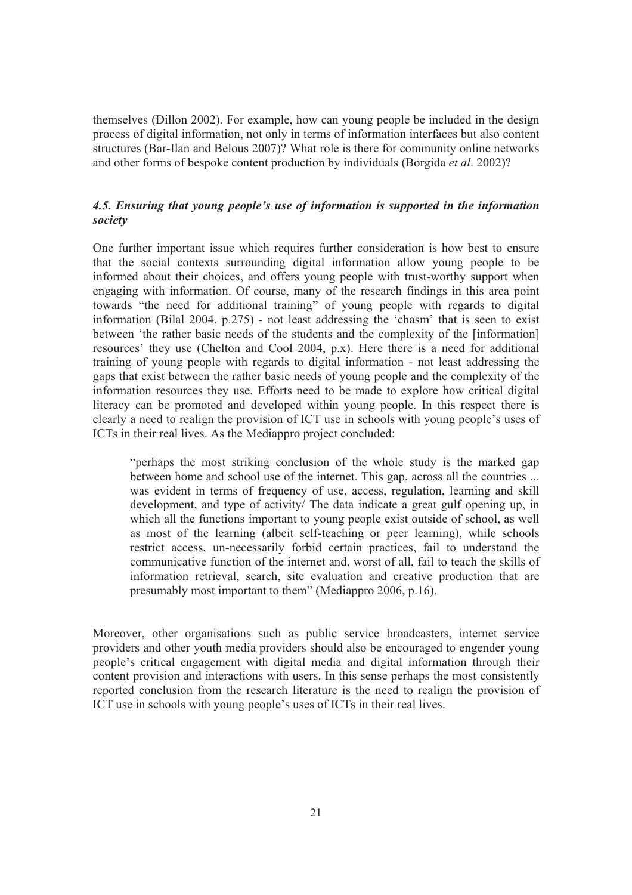themselves (Dillon 2002). For example, how can young people be included in the design process of digital information, not only in terms of information interfaces but also content structures (Bar-Ilan and Belous 2007)? What role is there for community online networks and other forms of bespoke content production by individuals (Borgida *et al*. 2002)?

### *4.5. Ensuring that young people's use of information is supported in the information society*

One further important issue which requires further consideration is how best to ensure that the social contexts surrounding digital information allow young people to be informed about their choices, and offers young people with trust-worthy support when engaging with information. Of course, many of the research findings in this area point towards "the need for additional training" of young people with regards to digital information (Bilal 2004, p.275) - not least addressing the 'chasm' that is seen to exist between 'the rather basic needs of the students and the complexity of the [information] resources' they use (Chelton and Cool 2004, p.x). Here there is a need for additional training of young people with regards to digital information - not least addressing the gaps that exist between the rather basic needs of young people and the complexity of the information resources they use. Efforts need to be made to explore how critical digital literacy can be promoted and developed within young people. In this respect there is clearly a need to realign the provision of ICT use in schools with young people's uses of ICTs in their real lives. As the Mediappro project concluded:

> "perhaps the most striking conclusion of the whole study is the marked gap between home and school use of the internet. This gap, across all the countries ... was evident in terms of frequency of use, access, regulation, learning and skill development, and type of activity/ The data indicate a great gulf opening up, in which all the functions important to young people exist outside of school, as well as most of the learning (albeit self-teaching or peer learning), while schools restrict access, un-necessarily forbid certain practices, fail to understand the communicative function of the internet and, worst of all, fail to teach the skills of information retrieval, search, site evaluation and creative production that are presumably most important to them" (Mediappro 2006, p.16).

Moreover, other organisations such as public service broadcasters, internet service providers and other youth media providers should also be encouraged to engender young people's critical engagement with digital media and digital information through their content provision and interactions with users. In this sense perhaps the most consistently reported conclusion from the research literature is the need to realign the provision of ICT use in schools with young people's uses of ICTs in their real lives.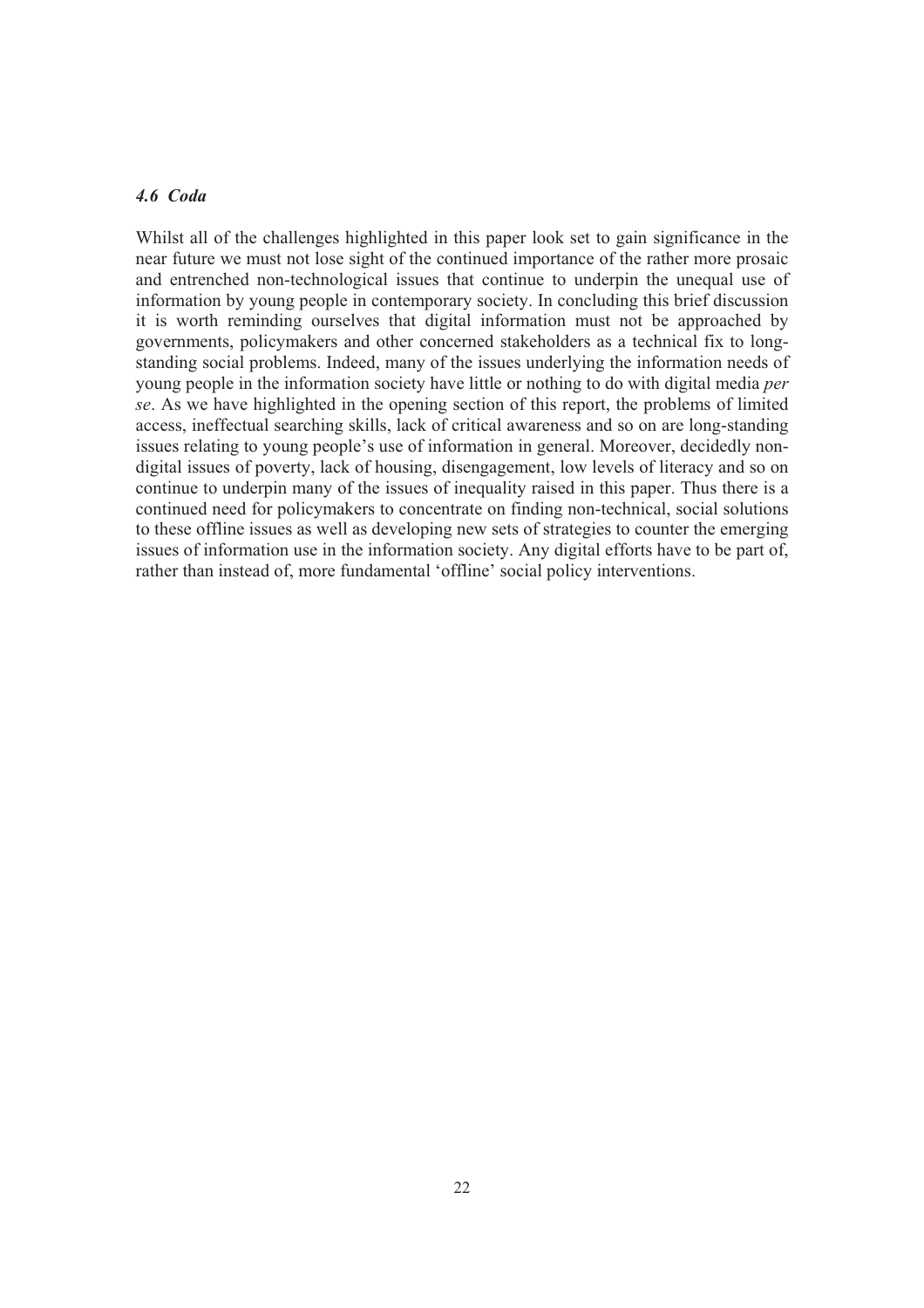### *4.6 Coda*

Whilst all of the challenges highlighted in this paper look set to gain significance in the near future we must not lose sight of the continued importance of the rather more prosaic and entrenched non-technological issues that continue to underpin the unequal use of information by young people in contemporary society. In concluding this brief discussion it is worth reminding ourselves that digital information must not be approached by governments, policymakers and other concerned stakeholders as a technical fix to long-standing social problems. Indeed, many of the issues underlying the information needs of young people in the information society have little or nothing to do with digital media *per se*. As we have highlighted in the opening section of this report, the problems of limited access, ineffectual searching skills, lack of critical awareness and so on are long-standing issues relating to young people's use of information in general. Moreover, decidedly non-digital issues of poverty, lack of housing, disengagement, low levels of literacy and so on continue to underpin many of the issues of inequality raised in this paper. Thus there is a continued need for policymakers to concentrate on finding non-technical, social solutions to these offline issues as well as developing new sets of strategies to counter the emerging issues of information use in the information society. Any digital efforts have to be part of, rather than instead of, more fundamental 'offline' social policy interventions.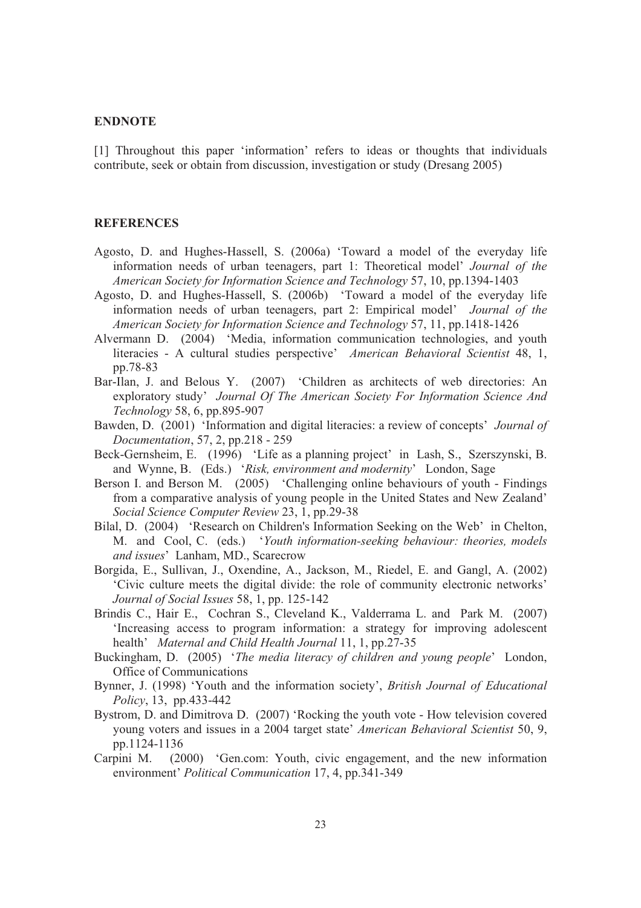**ENDNOTE**

[1] Throughout this paper 'information' refers to ideas or thoughts that individuals contribute, seek or obtain from discussion, investigation or study (Dresang 2005)

**REFERENCES**

Agosto, D. and Hughes-Hassell, S. (2006a) 'Toward a model of the everyday life information needs of urban teenagers, part 1: Theoretical model' *Journal of the American Society for Information Science and Technology* 57, 10, pp.1394-1403

Agosto, D. and Hughes-Hassell, S. (2006b) 'Toward a model of the everyday life information needs of urban teenagers, part 2: Empirical model' *Journal of the American Society for Information Science and Technology* 57, 11, pp.1418-1426

Alvermann D. (2004) 'Media, information communication technologies, and youth literacies - A cultural studies perspective' *American Behavioral Scientist* 48, 1, pp.78-83

Bar-Ilan, J. and Belous Y. (2007) 'Children as architects of web directories: An exploratory study' *Journal Of The American Society For Information Science And Technology* 58, 6, pp.895-907

Bawden, D. (2001) 'Information and digital literacies: a review of concepts' *Journal of Documentation*, 57, 2, pp.218 - 259

Beck-Gernsheim, E. (1996) 'Life as a planning project' in Lash, S., Szerszynski, B. and Wynne, B. (Eds.) '*Risk, environment and modernity*' London, Sage

Berson I. and Berson M. (2005) 'Challenging online behaviours of youth - Findings from a comparative analysis of young people in the United States and New Zealand' *Social Science Computer Review* 23, 1, pp.29-38

Bilal, D. (2004) 'Research on Children's Information Seeking on the Web' in Chelton, M. and Cool, C. (eds.) '*Youth information-seeking behaviour: theories, models and issues*' Lanham, MD., Scarecrow

Borgida, E., Sullivan, J., Oxendine, A., Jackson, M., Riedel, E. and Gangl, A. (2002) 'Civic culture meets the digital divide: the role of community electronic networks' *Journal of Social Issues* 58, 1, pp. 125-142

Brindis C., Hair E., Cochran S., Cleveland K., Valderrama L. and Park M. (2007) 'Increasing access to program information: a strategy for improving adolescent health' *Maternal and Child Health Journal* 11, 1, pp.27-35

Buckingham, D. (2005) '*The media literacy of children and young people*' London, Office of Communications

Bynner, J. (1998) 'Youth and the information society', *British Journal of Educational Policy*, 13, pp.433-442

Bystrom, D. and Dimitrova D. (2007) 'Rocking the youth vote - How television covered young voters and issues in a 2004 target state' *American Behavioral Scientist* 50, 9, pp.1124-1136

Carpini M. (2000) 'Gen.com: Youth, civic engagement, and the new information environment' *Political Communication* 17, 4, pp.341-349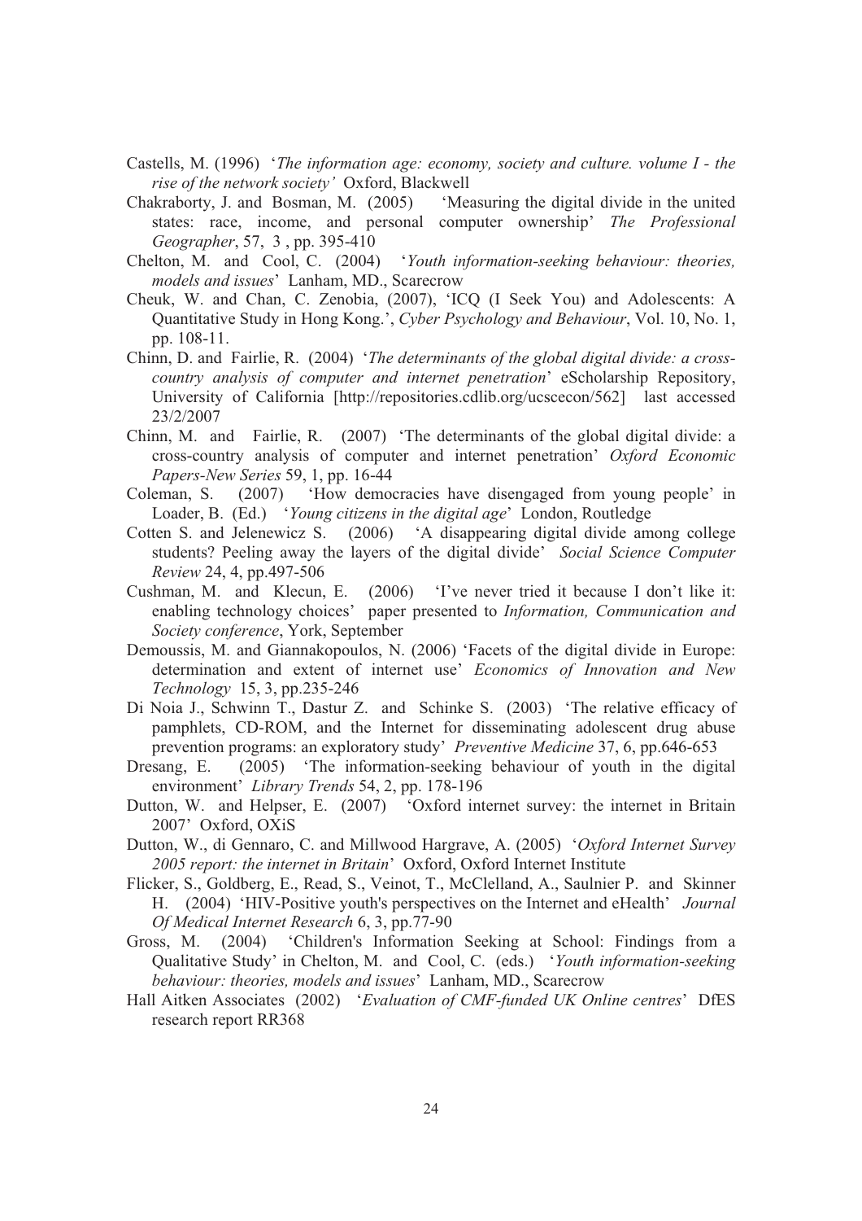Castells, M. (1996) '*The information age: economy, society and culture. volume I - the rise of the network society'* Oxford, Blackwell

Chakraborty, J. and Bosman, M. (2005) 'Measuring the digital divide in the united states: race, income, and personal computer ownership' *The Professional Geographer*, 57, 3 , pp. 395-410

Chelton, M. and Cool, C. (2004) '*Youth information-seeking behaviour: theories, models and issues*' Lanham, MD., Scarecrow

Cheuk, W. and Chan, C. Zenobia, (2007), 'ICQ (I Seek You) and Adolescents: A Quantitative Study in Hong Kong.', *Cyber Psychology and Behaviour*, Vol. 10, No. 1, pp. 108-11.

Chinn, D. and Fairlie, R. (2004) '*The determinants of the global digital divide: a cross-country analysis of computer and internet penetration*' eScholarship Repository, University of California [http://repositories.cdlib.org/ucscecon/562] last accessed 23/2/2007

Chinn, M. and Fairlie, R. (2007) 'The determinants of the global digital divide: a cross-country analysis of computer and internet penetration' *Oxford Economic Papers-New Series* 59, 1, pp. 16-44

Coleman, S. (2007) 'How democracies have disengaged from young people' in Loader, B. (Ed.) '*Young citizens in the digital age*' London, Routledge

Cotten S. and Jelenewicz S. (2006) 'A disappearing digital divide among college students? Peeling away the layers of the digital divide' *Social Science Computer Review* 24, 4, pp.497-506

Cushman, M. and Klecun, E. (2006) 'I've never tried it because I don't like it: enabling technology choices' paper presented to *Information, Communication and Society conference*, York, September

Demoussis, M. and Giannakopoulos, N. (2006) 'Facets of the digital divide in Europe: determination and extent of internet use' *Economics of Innovation and New Technology* 15, 3, pp.235-246

Di Noia J., Schwinn T., Dastur Z. and Schinke S. (2003) 'The relative efficacy of pamphlets, CD-ROM, and the Internet for disseminating adolescent drug abuse prevention programs: an exploratory study' *Preventive Medicine* 37, 6, pp.646-653

Dresang, E. (2005) 'The information-seeking behaviour of youth in the digital environment' *Library Trends* 54, 2, pp. 178-196

Dutton, W. and Helpser, E. (2007) 'Oxford internet survey: the internet in Britain 2007' Oxford, OXiS

Dutton, W., di Gennaro, C. and Millwood Hargrave, A. (2005) '*Oxford Internet Survey 2005 report: the internet in Britain*' Oxford, Oxford Internet Institute

Flicker, S., Goldberg, E., Read, S., Veinot, T., McClelland, A., Saulnier P. and Skinner H. (2004) 'HIV-Positive youth's perspectives on the Internet and eHealth' *Journal Of Medical Internet Research* 6, 3, pp.77-90

Gross, M. (2004) 'Children's Information Seeking at School: Findings from a Qualitative Study' in Chelton, M. and Cool, C. (eds.) '*Youth information-seeking behaviour: theories, models and issues*' Lanham, MD., Scarecrow

Hall Aitken Associates (2002) '*Evaluation of CMF-funded UK Online centres*' DfES research report RR368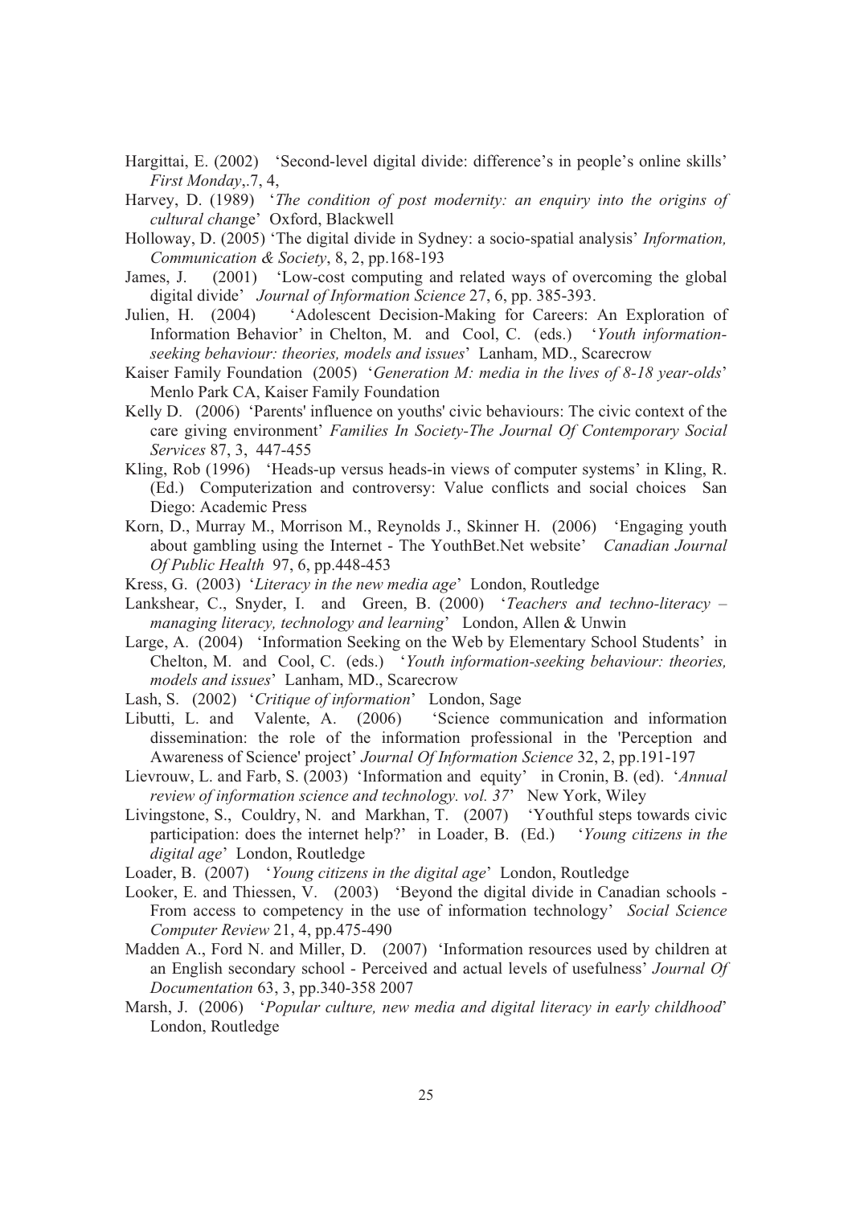Hargittai, E. (2002) 'Second-level digital divide: difference's in people's online skills' *First Monday*,.7, 4,

Harvey, D. (1989) '*The condition of post modernity: an enquiry into the origins of cultural chan*ge' Oxford, Blackwell

Holloway, D. (2005) 'The digital divide in Sydney: a socio-spatial analysis' *Information, Communication & Society*, 8, 2, pp.168-193

James, J. (2001) 'Low-cost computing and related ways of overcoming the global digital divide' *Journal of Information Science* 27, 6, pp. 385-393.

Julien, H. (2004) 'Adolescent Decision-Making for Careers: An Exploration of Information Behavior' in Chelton, M. and Cool, C. (eds.) '*Youth information-seeking behaviour: theories, models and issues*' Lanham, MD., Scarecrow

Kaiser Family Foundation (2005) '*Generation M: media in the lives of 8-18 year-olds*' Menlo Park CA, Kaiser Family Foundation

Kelly D. (2006) 'Parents' influence on youths' civic behaviours: The civic context of the care giving environment' *Families In Society-The Journal Of Contemporary Social Services* 87, 3, 447-455

Kling, Rob (1996) 'Heads-up versus heads-in views of computer systems' in Kling, R. (Ed.) Computerization and controversy: Value conflicts and social choices San Diego: Academic Press

Korn, D., Murray M., Morrison M., Reynolds J., Skinner H. (2006) 'Engaging youth about gambling using the Internet - The YouthBet.Net website' *Canadian Journal Of Public Health* 97, 6, pp.448-453

Kress, G. (2003) '*Literacy in the new media age*' London, Routledge

Lankshear, C., Snyder, I. and Green, B. (2000) '*Teachers and techno-literacy – managing literacy, technology and learning*' London, Allen & Unwin

Large, A. (2004) 'Information Seeking on the Web by Elementary School Students' in Chelton, M. and Cool, C. (eds.) '*Youth information-seeking behaviour: theories, models and issues*' Lanham, MD., Scarecrow

Lash, S. (2002) '*Critique of information*' London, Sage

Libutti, L. and Valente, A. (2006) 'Science communication and information dissemination: the role of the information professional in the 'Perception and Awareness of Science' project' *Journal Of Information Science* 32, 2, pp.191-197

Lievrouw, L. and Farb, S. (2003) 'Information and equity' in Cronin, B. (ed). '*Annual review of information science and technology. vol. 37*' New York, Wiley

Livingstone, S., Couldry, N. and Markhan, T. (2007) 'Youthful steps towards civic participation: does the internet help?' in Loader, B. (Ed.) '*Young citizens in the digital age*' London, Routledge

Loader, B. (2007) '*Young citizens in the digital age*' London, Routledge

Looker, E. and Thiessen, V. (2003) 'Beyond the digital divide in Canadian schools - From access to competency in the use of information technology' *Social Science Computer Review* 21, 4, pp.475-490

Madden A., Ford N. and Miller, D. (2007) 'Information resources used by children at an English secondary school - Perceived and actual levels of usefulness' *Journal Of Documentation* 63, 3, pp.340-358 2007

Marsh, J. (2006) '*Popular culture, new media and digital literacy in early childhood*' London, Routledge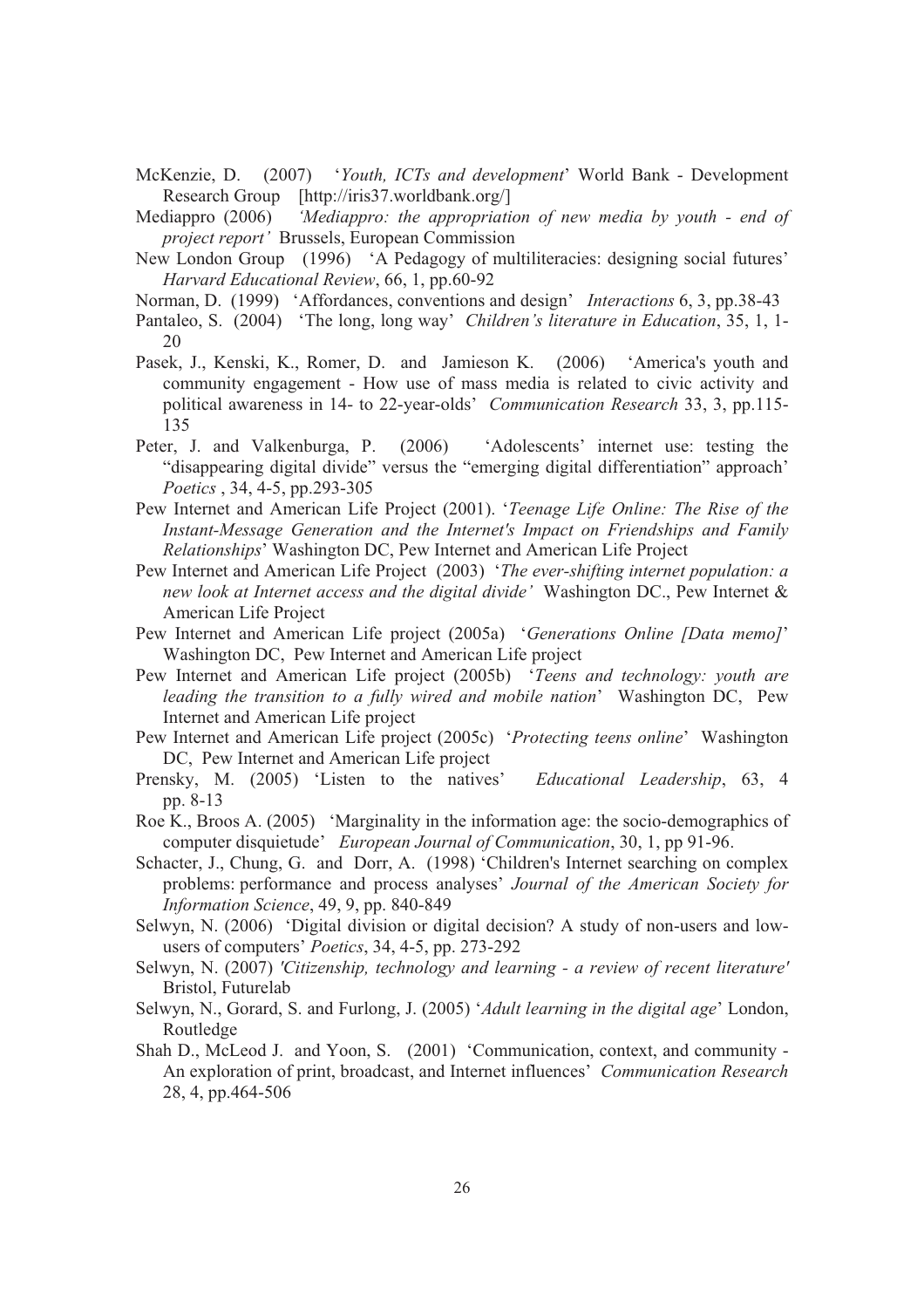McKenzie, D. (2007) '*Youth, ICTs and development*' World Bank - Development Research Group [http://iris37.worldbank.org/]

Mediappro (2006) *'Mediappro: the appropriation of new media by youth - end of project report'* Brussels, European Commission

New London Group (1996) 'A Pedagogy of multiliteracies: designing social futures' *Harvard Educational Review*, 66, 1, pp.60-92

Norman, D. (1999) 'Affordances, conventions and design' *Interactions* 6, 3, pp.38-43

Pantaleo, S. (2004) 'The long, long way' *Children's literature in Education*, 35, 1, 1-20

Pasek, J., Kenski, K., Romer, D. and Jamieson K. (2006) 'America's youth and community engagement - How use of mass media is related to civic activity and political awareness in 14- to 22-year-olds' *Communication Research* 33, 3, pp.115-135

Peter, J. and Valkenburga, P. (2006) 'Adolescents' internet use: testing the "disappearing digital divide" versus the "emerging digital differentiation" approach' *Poetics* , 34, 4-5, pp.293-305

Pew Internet and American Life Project (2001). '*Teenage Life Online: The Rise of the Instant-Message Generation and the Internet's Impact on Friendships and Family Relationships*' Washington DC, Pew Internet and American Life Project

Pew Internet and American Life Project (2003) '*The ever-shifting internet population: a new look at Internet access and the digital divide'* Washington DC., Pew Internet & American Life Project

Pew Internet and American Life project (2005a) '*Generations Online [Data memo]*' Washington DC, Pew Internet and American Life project

Pew Internet and American Life project (2005b) '*Teens and technology: youth are leading the transition to a fully wired and mobile nation*' Washington DC, Pew Internet and American Life project

Pew Internet and American Life project (2005c) '*Protecting teens online*' Washington DC, Pew Internet and American Life project

Prensky, M. (2005) 'Listen to the natives' *Educational Leadership*, 63, 4 pp. 8-13

Roe K., Broos A. (2005) 'Marginality in the information age: the socio-demographics of computer disquietude' *European Journal of Communication*, 30, 1, pp 91-96.

Schacter, J., Chung, G. and Dorr, A. (1998) 'Children's Internet searching on complex problems: performance and process analyses' *Journal of the American Society for Information Science*, 49, 9, pp. 840-849

Selwyn, N. (2006) 'Digital division or digital decision? A study of non-users and low-users of computers' *Poetics*, 34, 4-5, pp. 273-292

Selwyn, N. (2007) *'Citizenship, technology and learning - a review of recent literature'* Bristol, Futurelab

Selwyn, N., Gorard, S. and Furlong, J. (2005) '*Adult learning in the digital age*' London, Routledge

Shah D., McLeod J. and Yoon, S. (2001) 'Communication, context, and community - An exploration of print, broadcast, and Internet influences' *Communication Research* 28, 4, pp.464-506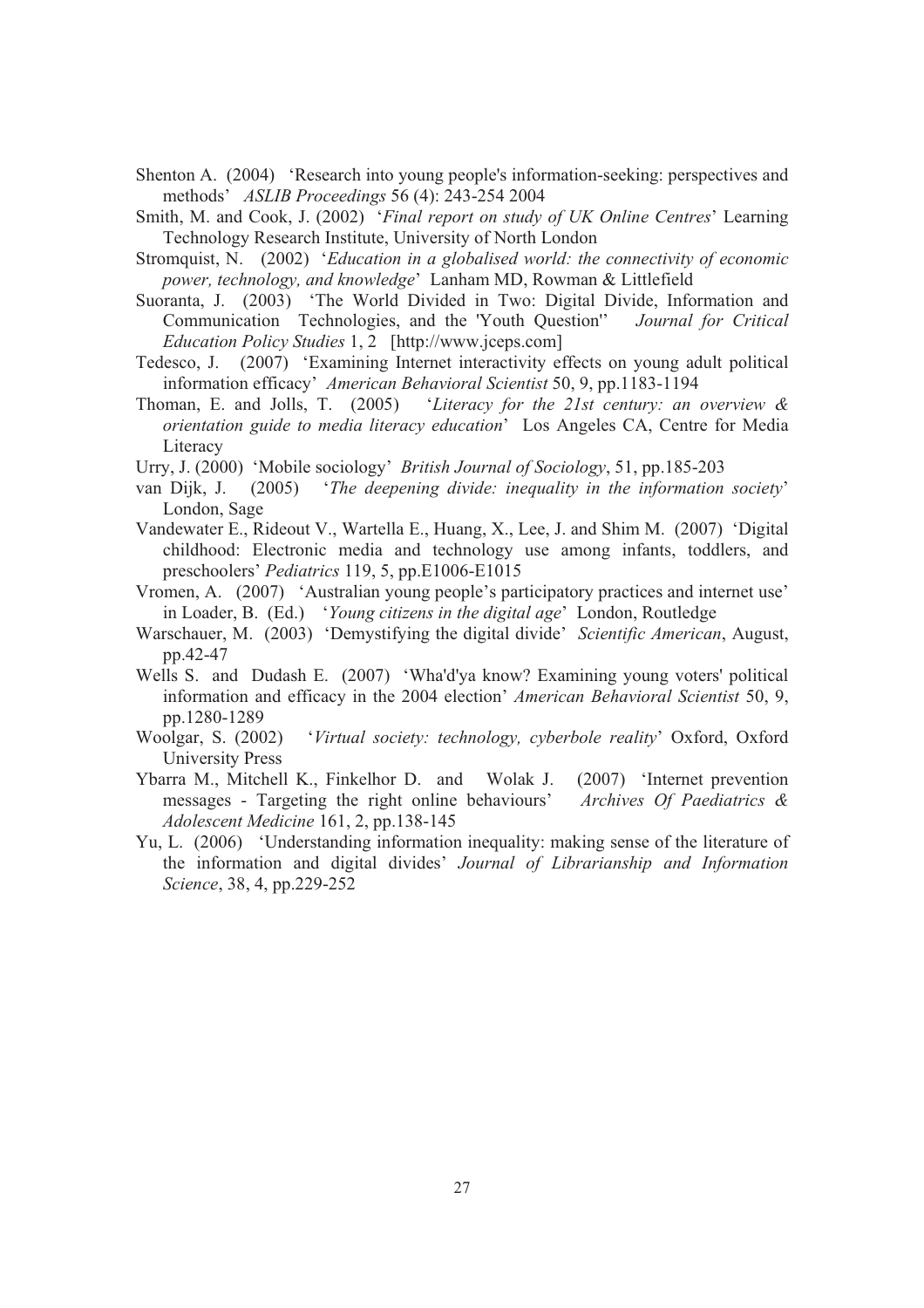Shenton A. (2004) 'Research into young people's information-seeking: perspectives and methods' *ASLIB Proceedings* 56 (4): 243-254 2004

Smith, M. and Cook, J. (2002) '*Final report on study of UK Online Centres*' Learning Technology Research Institute, University of North London

Stromquist, N. (2002) '*Education in a globalised world: the connectivity of economic power, technology, and knowledge*' Lanham MD, Rowman & Littlefield

Suoranta, J. (2003) 'The World Divided in Two: Digital Divide, Information and Communication Technologies, and the 'Youth Question'' *Journal for Critical Education Policy Studies* 1, 2 [http://www.jceps.com]

Tedesco, J. (2007) 'Examining Internet interactivity effects on young adult political information efficacy' *American Behavioral Scientist* 50, 9, pp.1183-1194

Thoman, E. and Jolls, T. (2005) '*Literacy for the 21st century: an overview & orientation guide to media literacy education*' Los Angeles CA, Centre for Media Literacy

Urry, J. (2000) 'Mobile sociology' *British Journal of Sociology*, 51, pp.185-203

van Dijk, J. (2005) '*The deepening divide: inequality in the information society*' London, Sage

Vandewater E., Rideout V., Wartella E., Huang, X., Lee, J. and Shim M. (2007) 'Digital childhood: Electronic media and technology use among infants, toddlers, and preschoolers' *Pediatrics* 119, 5, pp.E1006-E1015

Vromen, A. (2007) 'Australian young people's participatory practices and internet use' in Loader, B. (Ed.) '*Young citizens in the digital age*' London, Routledge

Warschauer, M. (2003) 'Demystifying the digital divide' *Scientific American*, August, pp.42-47

Wells S. and Dudash E. (2007) 'Wha'd'ya know? Examining young voters' political information and efficacy in the 2004 election' *American Behavioral Scientist* 50, 9, pp.1280-1289

Woolgar, S. (2002) '*Virtual society: technology, cyberbole reality*' Oxford, Oxford University Press

Ybarra M., Mitchell K., Finkelhor D. and Wolak J. (2007) 'Internet prevention messages - Targeting the right online behaviours' *Archives Of Paediatrics & Adolescent Medicine* 161, 2, pp.138-145

Yu, L. (2006) 'Understanding information inequality: making sense of the literature of the information and digital divides' *Journal of Librarianship and Information Science*, 38, 4, pp.229-252